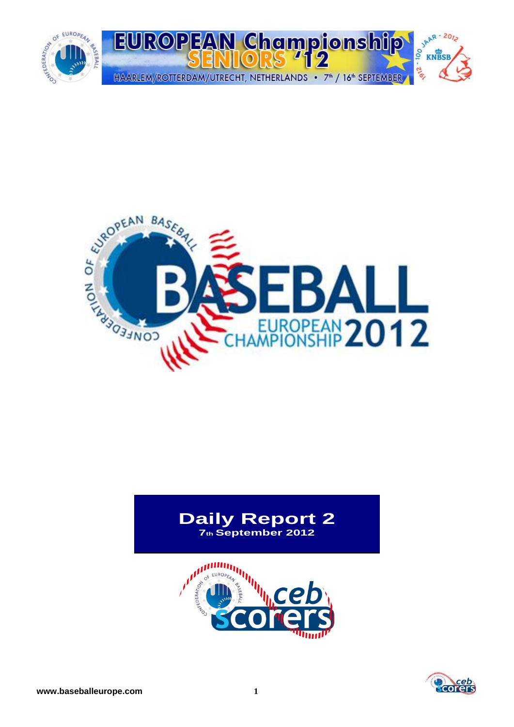# Daily Report 2

**7th September 2012**

www.baseballeurope.com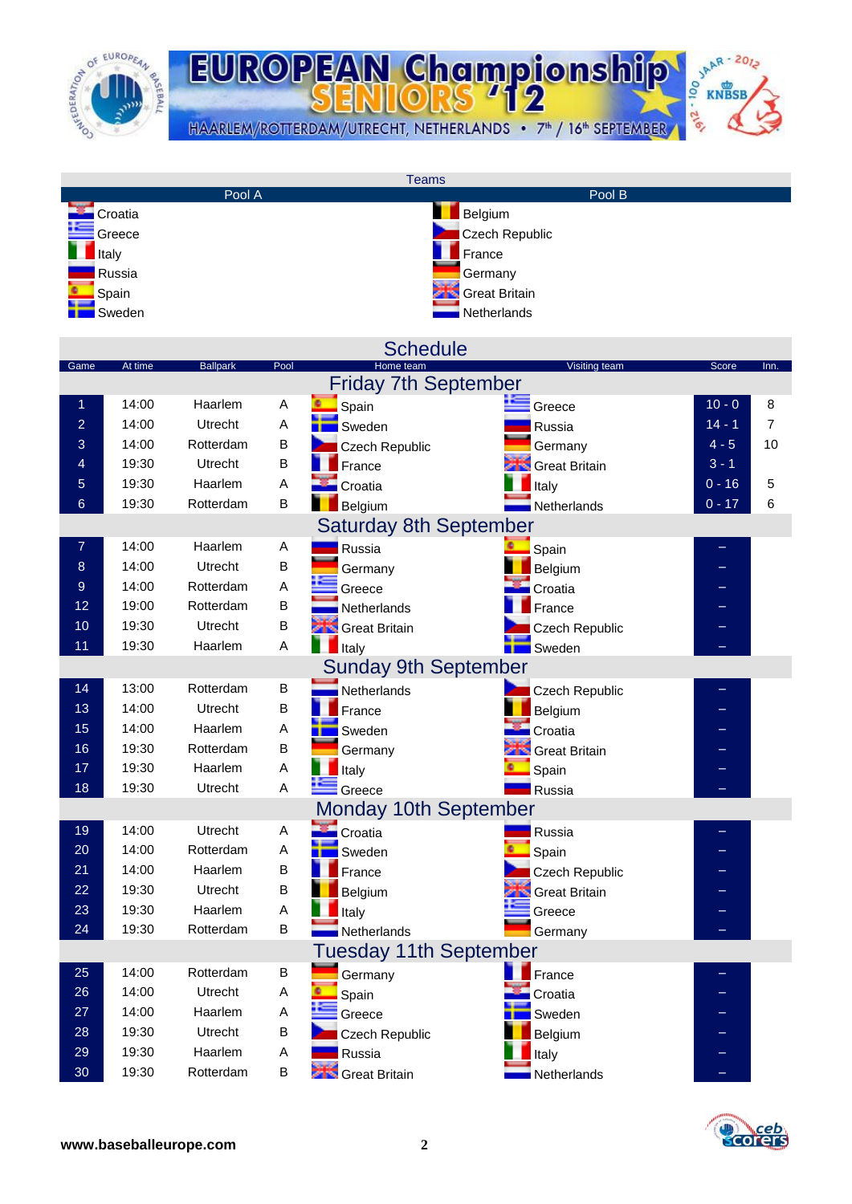# EUROPEAN Championship SENIORS '12

HAARLEM/ROTTERDAM/UTRECHT, NETHERLANDS • 7th / 16th SEPTEMBER

## Teams

| Pool A | Pool B |
|---|---|
| Croatia | Belgium |
| Greece | Czech Republic |
| Italy | France |
| Russia | Germany |
| Spain | Great Britain |
| Sweden | Netherlands |

## Schedule

| Game | At time | Ballpark | Pool | Home team | Visiting team | Score | Inn. |
|---|---|---|---|---|---|---|---|
| **Friday 7th September** | | | | | | | |
| 1 | 14:00 | Haarlem | A | Spain | Greece | 10 - 0 | 8 |
| 2 | 14:00 | Utrecht | A | Sweden | Russia | 14 - 1 | 7 |
| 3 | 14:00 | Rotterdam | B | Czech Republic | Germany | 4 - 5 | 10 |
| 4 | 19:30 | Utrecht | B | France | Great Britain | 3 - 1 | |
| 5 | 19:30 | Haarlem | A | Croatia | Italy | 0 - 16 | 5 |
| 6 | 19:30 | Rotterdam | B | Belgium | Netherlands | 0 - 17 | 6 |
| **Saturday 8th September** | | | | | | | |
| 7 | 14:00 | Haarlem | A | Russia | Spain | – | |
| 8 | 14:00 | Utrecht | B | Germany | Belgium | – | |
| 9 | 14:00 | Rotterdam | A | Greece | Croatia | – | |
| 12 | 19:00 | Rotterdam | B | Netherlands | France | – | |
| 10 | 19:30 | Utrecht | B | Great Britain | Czech Republic | – | |
| 11 | 19:30 | Haarlem | A | Italy | Sweden | – | |
| **Sunday 9th September** | | | | | | | |
| 14 | 13:00 | Rotterdam | B | Netherlands | Czech Republic | – | |
| 13 | 14:00 | Utrecht | B | France | Belgium | – | |
| 15 | 14:00 | Haarlem | A | Sweden | Croatia | – | |
| 16 | 19:30 | Rotterdam | B | Germany | Great Britain | – | |
| 17 | 19:30 | Haarlem | A | Italy | Spain | – | |
| 18 | 19:30 | Utrecht | A | Greece | Russia | – | |
| **Monday 10th September** | | | | | | | |
| 19 | 14:00 | Utrecht | A | Croatia | Russia | – | |
| 20 | 14:00 | Rotterdam | A | Sweden | Spain | – | |
| 21 | 14:00 | Haarlem | B | France | Czech Republic | – | |
| 22 | 19:30 | Utrecht | B | Belgium | Great Britain | – | |
| 23 | 19:30 | Haarlem | A | Italy | Greece | – | |
| 24 | 19:30 | Rotterdam | B | Netherlands | Germany | – | |
| **Tuesday 11th September** | | | | | | | |
| 25 | 14:00 | Rotterdam | B | Germany | France | – | |
| 26 | 14:00 | Utrecht | A | Spain | Croatia | – | |
| 27 | 14:00 | Haarlem | A | Greece | Sweden | – | |
| 28 | 19:30 | Utrecht | B | Czech Republic | Belgium | – | |
| 29 | 19:30 | Haarlem | A | Russia | Italy | – | |
| 30 | 19:30 | Rotterdam | B | Great Britain | Netherlands | – | |

**www.baseballeurope.com**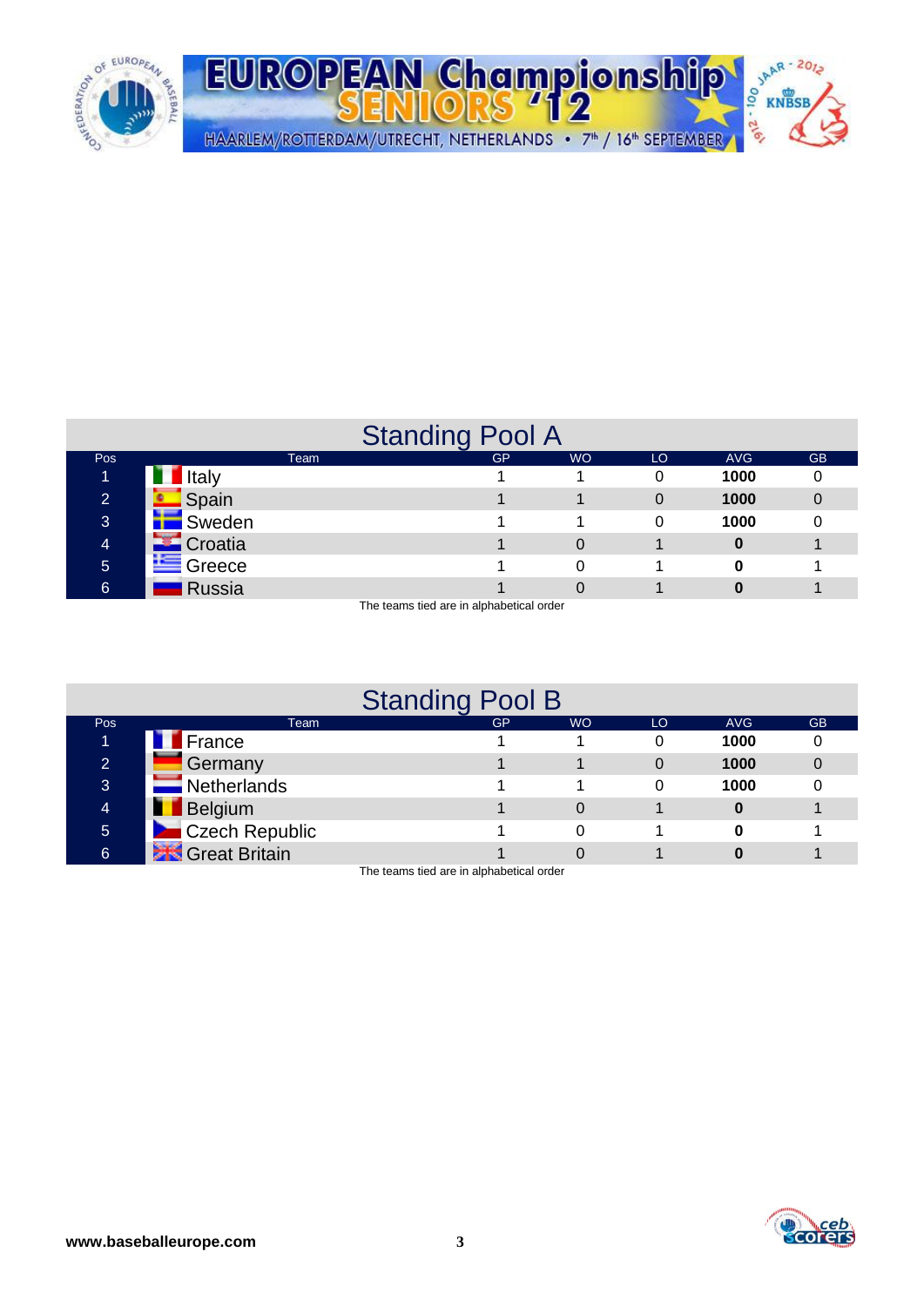## Standing Pool A

| Pos | Team | GP | WO | LO | AVG | GB |
|---|---|---|---|---|---|---|
| 1 | Italy | 1 | 1 | 0 | **1000** | 0 |
| 2 | Spain | 1 | 1 | 0 | **1000** | 0 |
| 3 | Sweden | 1 | 1 | 0 | **1000** | 0 |
| 4 | Croatia | 1 | 0 | 1 | **0** | 1 |
| 5 | Greece | 1 | 0 | 1 | **0** | 1 |
| 6 | Russia | 1 | 0 | 1 | **0** | 1 |

The teams tied are in alphabetical order

## Standing Pool B

| Pos | Team | GP | WO | LO | AVG | GB |
|---|---|---|---|---|---|---|
| 1 | France | 1 | 1 | 0 | **1000** | 0 |
| 2 | Germany | 1 | 1 | 0 | **1000** | 0 |
| 3 | Netherlands | 1 | 1 | 0 | **1000** | 0 |
| 4 | Belgium | 1 | 0 | 1 | **0** | 1 |
| 5 | Czech Republic | 1 | 0 | 1 | **0** | 1 |
| 6 | Great Britain | 1 | 0 | 1 | **0** | 1 |

The teams tied are in alphabetical order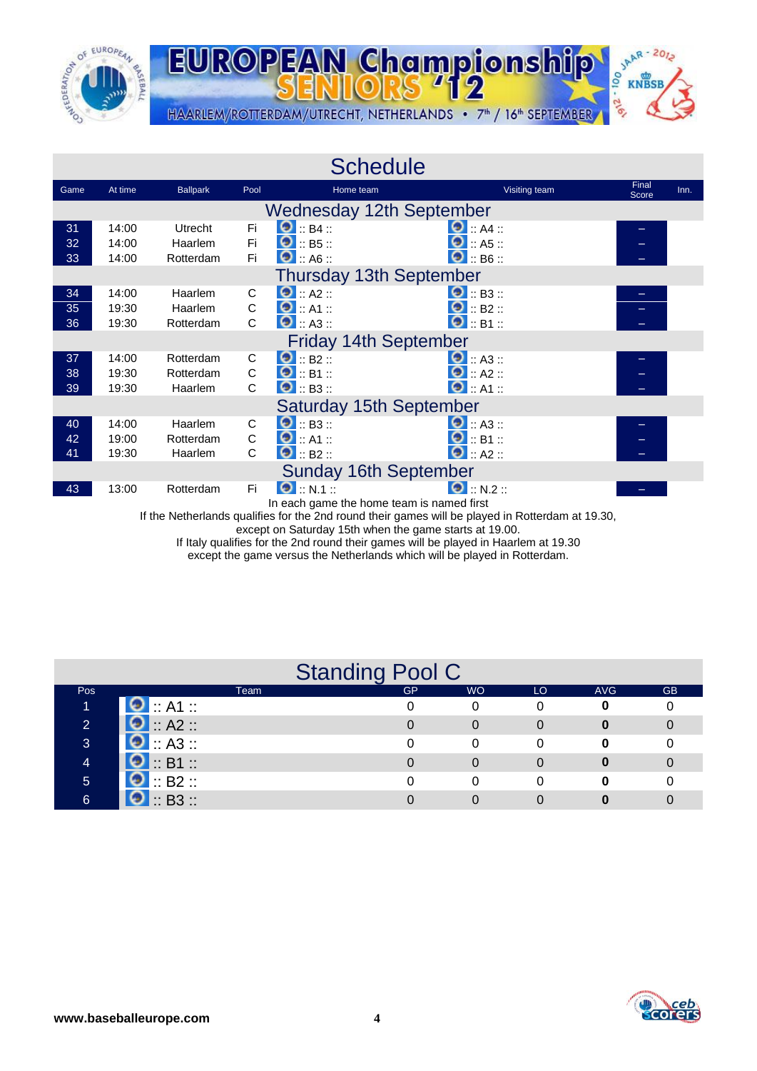# EUROPEAN Championship SENIORS '12

HAARLEM/ROTTERDAM/UTRECHT, NETHERLANDS • 7th / 16th SEPTEMBER

## Schedule

| Game | At time | Ballpark | Pool | Home team | Visiting team | Final Score | Inn. |
|---|---|---|---|---|---|---|---|
| **Wednesday 12th September** | | | | | | | |
| 31 | 14:00 | Utrecht | Fi | :: B4 :: | :: A4 :: | – | |
| 32 | 14:00 | Haarlem | Fi | :: B5 :: | :: A5 :: | – | |
| 33 | 14:00 | Rotterdam | Fi | :: A6 :: | :: B6 :: | – | |
| **Thursday 13th September** | | | | | | | |
| 34 | 14:00 | Haarlem | C | :: A2 :: | :: B3 :: | – | |
| 35 | 19:30 | Haarlem | C | :: A1 :: | :: B2 :: | – | |
| 36 | 19:30 | Rotterdam | C | :: A3 :: | :: B1 :: | – | |
| **Friday 14th September** | | | | | | | |
| 37 | 14:00 | Rotterdam | C | :: B2 :: | :: A3 :: | – | |
| 38 | 19:30 | Rotterdam | C | :: B1 :: | :: A2 :: | – | |
| 39 | 19:30 | Haarlem | C | :: B3 :: | :: A1 :: | – | |
| **Saturday 15th September** | | | | | | | |
| 40 | 14:00 | Haarlem | C | :: B3 :: | :: A3 :: | – | |
| 42 | 19:00 | Rotterdam | C | :: A1 :: | :: B1 :: | – | |
| 41 | 19:30 | Haarlem | C | :: B2 :: | :: A2 :: | – | |
| **Sunday 16th September** | | | | | | | |
| 43 | 13:00 | Rotterdam | Fi | :: N.1 :: | :: N.2 :: | – | |

In each game the home team is named first

If the Netherlands qualifies for the 2nd round their games will be played in Rotterdam at 19.30, except on Saturday 15th when the game starts at 19.00.

If Italy qualifies for the 2nd round their games will be played in Haarlem at 19.30 except the game versus the Netherlands which will be played in Rotterdam.

## Standing Pool C

| Pos | Team | GP | WO | LO | AVG | GB |
|---|---|---|---|---|---|---|
| 1 | :: A1 :: | 0 | 0 | 0 | **0** | 0 |
| 2 | :: A2 :: | 0 | 0 | 0 | **0** | 0 |
| 3 | :: A3 :: | 0 | 0 | 0 | **0** | 0 |
| 4 | :: B1 :: | 0 | 0 | 0 | **0** | 0 |
| 5 | :: B2 :: | 0 | 0 | 0 | **0** | 0 |
| 6 | :: B3 :: | 0 | 0 | 0 | **0** | 0 |

**www.baseballeurope.com**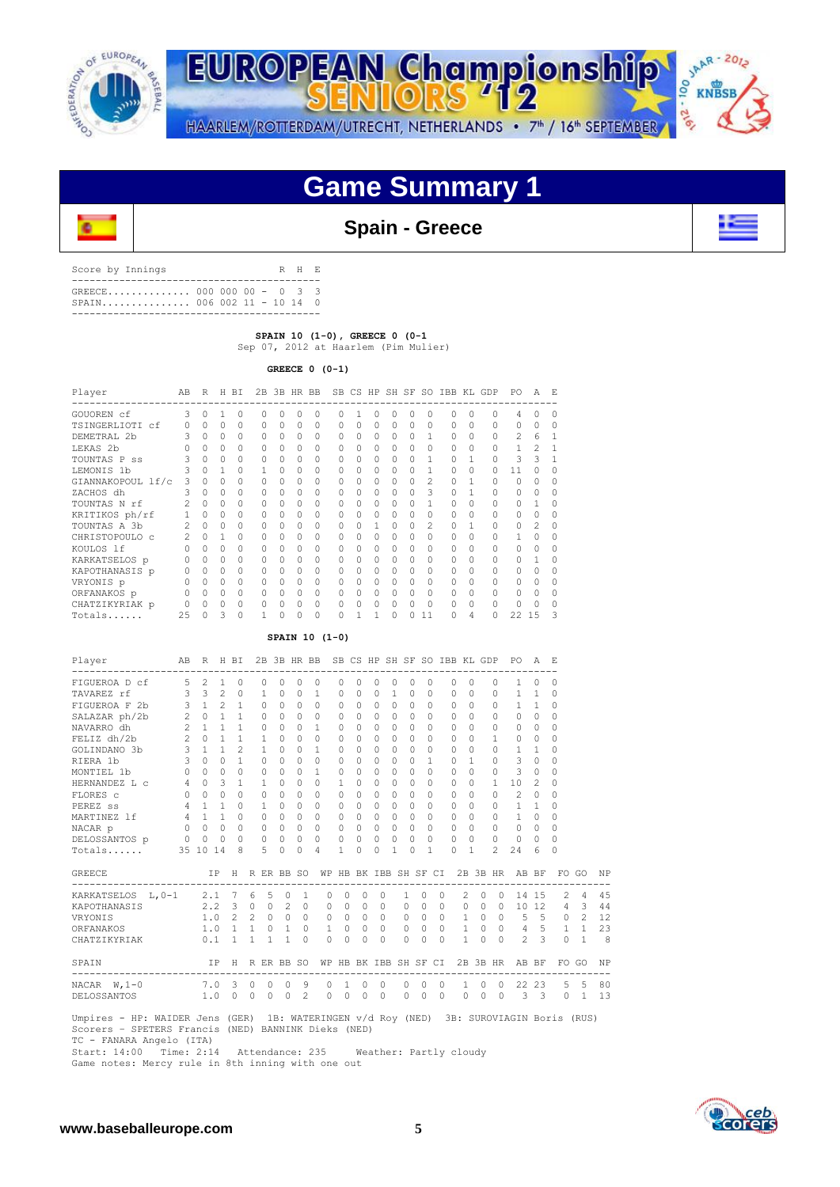# Game Summary 1

## Spain - Greece

| Score by Innings | | R | H | E |
|---|---|---|---|---|
| GREECE | 000 000 00 | 0 | 3 | 3 |
| SPAIN | 006 002 11 | 10 | 14 | 0 |

**SPAIN 10 (1-0), GREECE 0 (0-1**

Sep 07, 2012 at Haarlem (Pim Mulier)

**GREECE 0 (0-1)**

| Player | AB | R | H | BI | 2B | 3B | HR | BB | SB | CS | HP | SH | SF | SO | IBB | KL | GDP | PO | A | E |
|---|---|---|---|---|---|---|---|---|---|---|---|---|---|---|---|---|---|---|---|---|
| GOUOREN cf | 3 | 0 | 1 | 0 | 0 | 0 | 0 | 0 | 0 | 1 | 0 | 0 | 0 | 0 | 0 | 0 | 0 | 4 | 0 | 0 |
| TSINGERLIOTI cf | 0 | 0 | 0 | 0 | 0 | 0 | 0 | 0 | 0 | 0 | 0 | 0 | 0 | 0 | 0 | 0 | 0 | 0 | 0 | 0 |
| DEMETRAL 2b | 3 | 0 | 0 | 0 | 0 | 0 | 0 | 0 | 0 | 0 | 0 | 0 | 0 | 1 | 0 | 0 | 0 | 2 | 6 | 1 |
| LEKAS 2b | 0 | 0 | 0 | 0 | 0 | 0 | 0 | 0 | 0 | 0 | 0 | 0 | 0 | 0 | 0 | 0 | 0 | 1 | 2 | 1 |
| TOUNTAS P ss | 3 | 0 | 0 | 0 | 0 | 0 | 0 | 0 | 0 | 0 | 0 | 0 | 0 | 1 | 0 | 1 | 0 | 3 | 3 | 1 |
| LEMONIS 1b | 3 | 0 | 1 | 0 | 1 | 0 | 0 | 0 | 0 | 0 | 0 | 0 | 0 | 1 | 0 | 0 | 0 | 11 | 0 | 0 |
| GIANNAKOPOUL lf/c | 3 | 0 | 0 | 0 | 0 | 0 | 0 | 0 | 0 | 0 | 0 | 0 | 0 | 2 | 0 | 1 | 0 | 0 | 0 | 0 |
| ZACHOS dh | 3 | 0 | 0 | 0 | 0 | 0 | 0 | 0 | 0 | 0 | 0 | 0 | 0 | 3 | 0 | 1 | 0 | 0 | 0 | 0 |
| TOUNTAS N rf | 2 | 0 | 0 | 0 | 0 | 0 | 0 | 0 | 0 | 0 | 0 | 0 | 0 | 1 | 0 | 0 | 0 | 0 | 1 | 0 |
| KRITIKOS ph/rf | 1 | 0 | 0 | 0 | 0 | 0 | 0 | 0 | 0 | 0 | 0 | 0 | 0 | 0 | 0 | 0 | 0 | 0 | 0 | 0 |
| TOUNTAS A 3b | 2 | 0 | 0 | 0 | 0 | 0 | 0 | 0 | 0 | 0 | 1 | 0 | 0 | 2 | 0 | 1 | 0 | 0 | 2 | 0 |
| CHRISTOPOULO c | 2 | 0 | 1 | 0 | 0 | 0 | 0 | 0 | 0 | 0 | 0 | 0 | 0 | 0 | 0 | 0 | 0 | 1 | 0 | 0 |
| KOULOS lf | 0 | 0 | 0 | 0 | 0 | 0 | 0 | 0 | 0 | 0 | 0 | 0 | 0 | 0 | 0 | 0 | 0 | 0 | 0 | 0 |
| KARKATSELOS p | 0 | 0 | 0 | 0 | 0 | 0 | 0 | 0 | 0 | 0 | 0 | 0 | 0 | 0 | 0 | 0 | 0 | 0 | 1 | 0 |
| KAPOTHANASIS p | 0 | 0 | 0 | 0 | 0 | 0 | 0 | 0 | 0 | 0 | 0 | 0 | 0 | 0 | 0 | 0 | 0 | 0 | 0 | 0 |
| VRYONIS p | 0 | 0 | 0 | 0 | 0 | 0 | 0 | 0 | 0 | 0 | 0 | 0 | 0 | 0 | 0 | 0 | 0 | 0 | 0 | 0 |
| ORFANAKOS p | 0 | 0 | 0 | 0 | 0 | 0 | 0 | 0 | 0 | 0 | 0 | 0 | 0 | 0 | 0 | 0 | 0 | 0 | 0 | 0 |
| CHATZIKYRIAK p | 0 | 0 | 0 | 0 | 0 | 0 | 0 | 0 | 0 | 0 | 0 | 0 | 0 | 0 | 0 | 0 | 0 | 0 | 0 | 0 |
| Totals...... | 25 | 0 | 3 | 0 | 1 | 0 | 0 | 0 | 0 | 1 | 1 | 0 | 0 | 11 | 0 | 4 | 0 | 22 | 15 | 3 |

**SPAIN 10 (1-0)**

| Player | AB | R | H | BI | 2B | 3B | HR | BB | SB | CS | HP | SH | SF | SO | IBB | KL | GDP | PO | A | E |
|---|---|---|---|---|---|---|---|---|---|---|---|---|---|---|---|---|---|---|---|---|
| FIGUEROA D cf | 5 | 2 | 1 | 0 | 0 | 0 | 0 | 0 | 0 | 0 | 0 | 0 | 0 | 0 | 0 | 0 | 0 | 1 | 0 | 0 |
| TAVAREZ rf | 3 | 3 | 2 | 0 | 1 | 0 | 0 | 1 | 0 | 0 | 0 | 1 | 0 | 0 | 0 | 0 | 0 | 1 | 1 | 0 |
| FIGUEROA F 2b | 3 | 1 | 2 | 1 | 0 | 0 | 0 | 0 | 0 | 0 | 0 | 0 | 0 | 0 | 0 | 0 | 0 | 1 | 1 | 0 |
| SALAZAR ph/2b | 2 | 0 | 1 | 1 | 0 | 0 | 0 | 0 | 0 | 0 | 0 | 0 | 0 | 0 | 0 | 0 | 0 | 0 | 0 | 0 |
| NAVARRO dh | 2 | 1 | 1 | 1 | 0 | 0 | 0 | 1 | 0 | 0 | 0 | 0 | 0 | 0 | 0 | 0 | 0 | 0 | 0 | 0 |
| FELIZ dh/2b | 2 | 0 | 1 | 1 | 1 | 0 | 0 | 0 | 0 | 0 | 0 | 0 | 0 | 0 | 0 | 0 | 1 | 0 | 0 | 0 |
| GOLINDANO 3b | 3 | 1 | 1 | 2 | 1 | 0 | 0 | 1 | 0 | 0 | 0 | 0 | 0 | 0 | 0 | 0 | 0 | 1 | 1 | 0 |
| RIERA 1b | 3 | 0 | 0 | 1 | 0 | 0 | 0 | 0 | 0 | 0 | 0 | 0 | 0 | 1 | 0 | 1 | 0 | 3 | 0 | 0 |
| MONTIEL 1b | 0 | 0 | 0 | 0 | 0 | 0 | 0 | 1 | 0 | 0 | 0 | 0 | 0 | 0 | 0 | 0 | 0 | 3 | 0 | 0 |
| HERNANDEZ L c | 4 | 0 | 3 | 1 | 1 | 0 | 0 | 0 | 1 | 0 | 0 | 0 | 0 | 0 | 0 | 0 | 1 | 10 | 2 | 0 |
| FLORES c | 0 | 0 | 0 | 0 | 0 | 0 | 0 | 0 | 0 | 0 | 0 | 0 | 0 | 0 | 0 | 0 | 0 | 2 | 0 | 0 |
| PEREZ ss | 4 | 1 | 1 | 0 | 1 | 0 | 0 | 0 | 0 | 0 | 0 | 0 | 0 | 0 | 0 | 0 | 0 | 1 | 1 | 0 |
| MARTINEZ lf | 4 | 1 | 1 | 0 | 0 | 0 | 0 | 0 | 0 | 0 | 0 | 0 | 0 | 0 | 0 | 0 | 0 | 1 | 0 | 0 |
| NACAR p | 0 | 0 | 0 | 0 | 0 | 0 | 0 | 0 | 0 | 0 | 0 | 0 | 0 | 0 | 0 | 0 | 0 | 0 | 0 | 0 |
| DELOSSANTOS p | 0 | 0 | 0 | 0 | 0 | 0 | 0 | 0 | 0 | 0 | 0 | 0 | 0 | 0 | 0 | 0 | 0 | 0 | 0 | 0 |
| Totals...... | 35 | 10 | 14 | 8 | 5 | 0 | 0 | 4 | 1 | 0 | 0 | 1 | 0 | 1 | 0 | 1 | 2 | 24 | 6 | 0 |

| GREECE | IP | H | R | ER | BB | SO | WP | HB | BK | IBB | SH | SF | CI | 2B | 3B | HR | AB | BF | FO | GO | NP |
|---|---|---|---|---|---|---|---|---|---|---|---|---|---|---|---|---|---|---|---|---|---|
| KARKATSELOS L,0-1 | 2.1 | 7 | 6 | 5 | 0 | 1 | 0 | 0 | 0 | 0 | 1 | 0 | 0 | 2 | 0 | 0 | 14 | 15 | 2 | 4 | 45 |
| KAPOTHANASIS | 2.2 | 3 | 0 | 0 | 2 | 0 | 0 | 0 | 0 | 0 | 0 | 0 | 0 | 0 | 0 | 0 | 10 | 12 | 4 | 3 | 44 |
| VRYONIS | 1.0 | 2 | 2 | 0 | 0 | 0 | 0 | 0 | 0 | 0 | 0 | 0 | 0 | 1 | 0 | 0 | 5 | 5 | 0 | 2 | 12 |
| ORFANAKOS | 1.0 | 1 | 1 | 0 | 1 | 0 | 1 | 0 | 0 | 0 | 0 | 0 | 0 | 1 | 0 | 0 | 4 | 5 | 1 | 1 | 23 |
| CHATZIKYRIAK | 0.1 | 1 | 1 | 1 | 1 | 0 | 0 | 0 | 0 | 0 | 0 | 0 | 0 | 1 | 0 | 0 | 2 | 3 | 0 | 1 | 8 |

| SPAIN | IP | H | R | ER | BB | SO | WP | HB | BK | IBB | SH | SF | CI | 2B | 3B | HR | AB | BF | FO | GO | NP |
|---|---|---|---|---|---|---|---|---|---|---|---|---|---|---|---|---|---|---|---|---|---|
| NACAR W,1-0 | 7.0 | 3 | 0 | 0 | 0 | 9 | 0 | 1 | 0 | 0 | 0 | 0 | 0 | 1 | 0 | 0 | 22 | 23 | 5 | 5 | 80 |
| DELOSSANTOS | 1.0 | 0 | 0 | 0 | 0 | 2 | 0 | 0 | 0 | 0 | 0 | 0 | 0 | 0 | 0 | 0 | 3 | 3 | 0 | 1 | 13 |

Umpires - HP: WAIDER Jens (GER) 1B: WATERINGEN v/d Roy (NED) 3B: SUROVIAGIN Boris (RUS)
Scorers - SPETERS Francis (NED) BANNINK Dieks (NED)
TC - FANARA Angelo (ITA)
Start: 14:00 Time: 2:14 Attendance: 235 Weather: Partly cloudy
Game notes: Mercy rule in 8th inning with one out

www.baseballeurope.com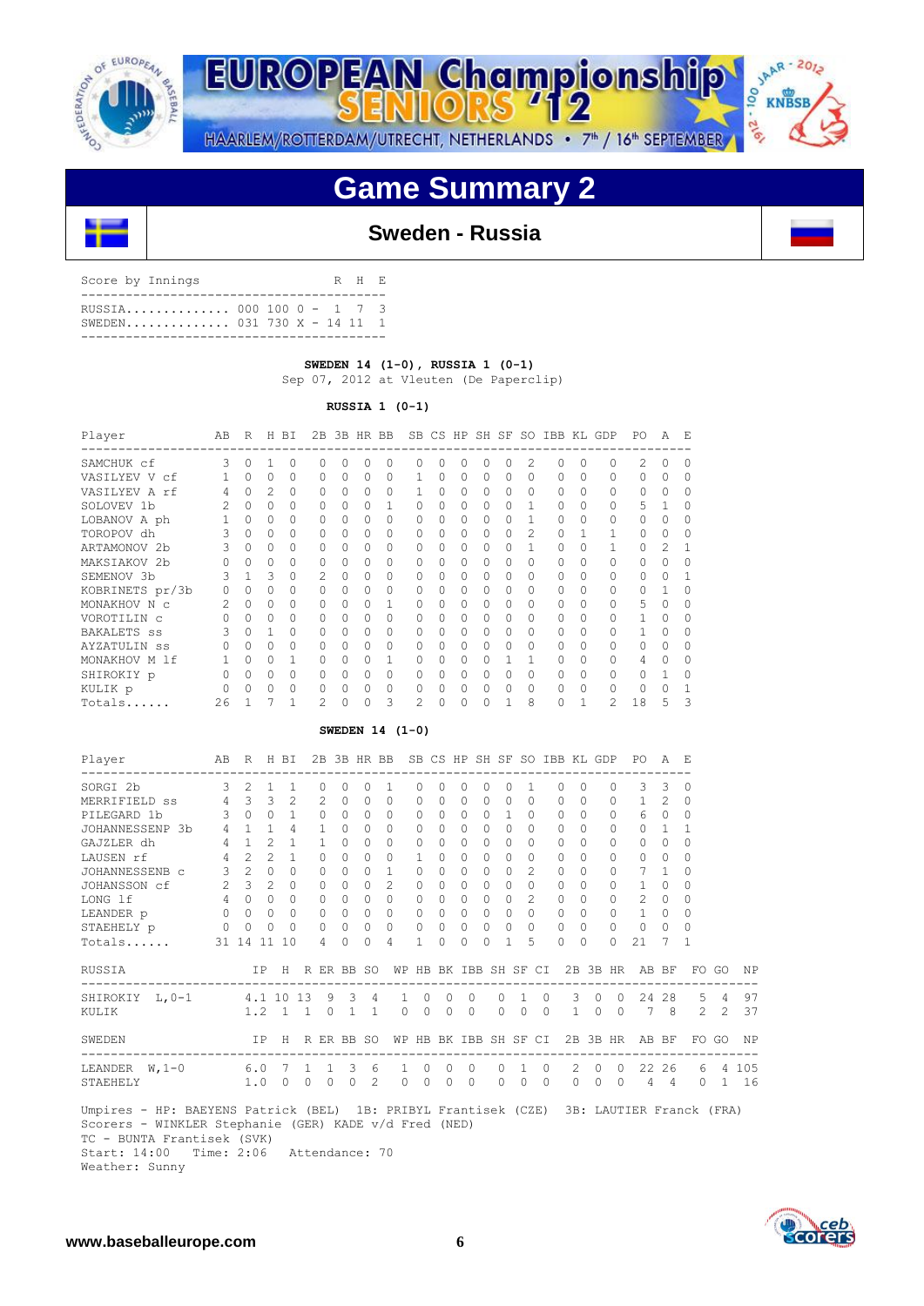# Game Summary 2

## Sweden - Russia

| Score by Innings | | R | H | E |
|---|---|---|---|---|
| RUSSIA | 000 100 0 | 1 | 7 | 3 |
| SWEDEN | 031 730 X | 14 | 11 | 1 |

**SWEDEN 14 (1-0), RUSSIA 1 (0-1)**

Sep 07, 2012 at Vleuten (De Paperclip)

**RUSSIA 1 (0-1)**

| Player | AB | R | H | BI | 2B | 3B | HR | BB | SB | CS | HP | SH | SF | SO | IBB | KL | GDP | PO | A | E |
|---|---|---|---|---|---|---|---|---|---|---|---|---|---|---|---|---|---|---|---|---|
| SAMCHUK cf | 3 | 0 | 1 | 0 | 0 | 0 | 0 | 0 | 0 | 0 | 0 | 0 | 0 | 2 | 0 | 0 | 0 | 2 | 0 | 0 |
| VASILYEV V cf | 1 | 0 | 0 | 0 | 0 | 0 | 0 | 0 | 1 | 0 | 0 | 0 | 0 | 0 | 0 | 0 | 0 | 0 | 0 | 0 |
| VASILYEV A rf | 4 | 0 | 2 | 0 | 0 | 0 | 0 | 0 | 0 | 0 | 0 | 0 | 0 | 0 | 0 | 0 | 0 | 0 | 0 | 0 |
| SOLOVEV 1b | 2 | 0 | 0 | 0 | 0 | 0 | 0 | 1 | 0 | 0 | 0 | 0 | 0 | 1 | 0 | 0 | 0 | 5 | 1 | 0 |
| LOBANOV A ph | 1 | 0 | 0 | 0 | 0 | 0 | 0 | 0 | 1 | 0 | 0 | 0 | 0 | 1 | 0 | 0 | 0 | 0 | 0 | 0 |
| TOROPOV dh | 3 | 0 | 0 | 0 | 0 | 0 | 0 | 0 | 0 | 0 | 0 | 0 | 0 | 2 | 0 | 1 | 1 | 0 | 0 | 0 |
| ARTAMONOV 2b | 3 | 0 | 0 | 0 | 0 | 0 | 0 | 0 | 0 | 0 | 0 | 0 | 0 | 1 | 0 | 0 | 1 | 0 | 2 | 1 |
| MAKSIAKOV 2b | 0 | 0 | 0 | 0 | 0 | 0 | 0 | 0 | 0 | 0 | 0 | 0 | 0 | 0 | 0 | 0 | 0 | 0 | 0 | 0 |
| SEMENOV 3b | 3 | 1 | 3 | 0 | 2 | 0 | 0 | 0 | 0 | 0 | 0 | 0 | 0 | 0 | 0 | 0 | 0 | 0 | 0 | 1 |
| KOBRINETS pr/3b | 0 | 0 | 0 | 0 | 0 | 0 | 0 | 0 | 0 | 0 | 0 | 0 | 0 | 0 | 0 | 0 | 0 | 0 | 1 | 0 |
| MONAKHOV N c | 2 | 0 | 0 | 0 | 0 | 0 | 0 | 1 | 0 | 0 | 0 | 0 | 0 | 0 | 0 | 0 | 0 | 5 | 0 | 0 |
| VOROTILIN c | 0 | 0 | 0 | 0 | 0 | 0 | 0 | 0 | 0 | 0 | 0 | 0 | 0 | 0 | 0 | 0 | 0 | 1 | 0 | 0 |
| BAKALETS ss | 3 | 0 | 1 | 0 | 0 | 0 | 0 | 0 | 0 | 0 | 0 | 0 | 0 | 0 | 0 | 0 | 0 | 1 | 0 | 0 |
| AYZATULIN ss | 0 | 0 | 0 | 0 | 0 | 0 | 0 | 0 | 0 | 0 | 0 | 0 | 0 | 0 | 0 | 0 | 0 | 0 | 0 | 0 |
| MONAKHOV M lf | 1 | 0 | 0 | 1 | 0 | 0 | 0 | 1 | 0 | 0 | 0 | 0 | 1 | 1 | 0 | 0 | 0 | 4 | 0 | 0 |
| SHIROKIY p | 0 | 0 | 0 | 0 | 0 | 0 | 0 | 0 | 0 | 0 | 0 | 0 | 0 | 0 | 0 | 0 | 0 | 0 | 1 | 0 |
| KULIK p | 0 | 0 | 0 | 0 | 0 | 0 | 0 | 0 | 0 | 0 | 0 | 0 | 0 | 0 | 0 | 0 | 0 | 0 | 0 | 1 |
| Totals...... | 26 | 1 | 7 | 1 | 2 | 0 | 0 | 3 | 2 | 0 | 0 | 0 | 1 | 8 | 0 | 1 | 2 | 18 | 5 | 3 |

**SWEDEN 14 (1-0)**

| Player | AB | R | H | BI | 2B | 3B | HR | BB | SB | CS | HP | SH | SF | SO | IBB | KL | GDP | PO | A | E |
|---|---|---|---|---|---|---|---|---|---|---|---|---|---|---|---|---|---|---|---|---|
| SORGI 2b | 3 | 2 | 1 | 1 | 0 | 0 | 0 | 1 | 0 | 0 | 0 | 0 | 0 | 1 | 0 | 0 | 0 | 3 | 3 | 0 |
| MERRIFIELD ss | 4 | 3 | 3 | 2 | 2 | 0 | 0 | 0 | 0 | 0 | 0 | 0 | 0 | 0 | 0 | 0 | 0 | 1 | 2 | 0 |
| PILEGARD 1b | 3 | 0 | 0 | 1 | 0 | 0 | 0 | 0 | 0 | 0 | 0 | 0 | 1 | 0 | 0 | 0 | 0 | 6 | 0 | 0 |
| JOHANNESSENP 3b | 4 | 1 | 1 | 4 | 1 | 0 | 0 | 0 | 0 | 0 | 0 | 0 | 0 | 0 | 0 | 0 | 0 | 0 | 1 | 1 |
| GAJZLER dh | 4 | 1 | 2 | 1 | 1 | 0 | 0 | 0 | 0 | 0 | 0 | 0 | 0 | 0 | 0 | 0 | 0 | 0 | 0 | 0 |
| LAUSEN rf | 4 | 2 | 2 | 1 | 0 | 0 | 0 | 0 | 1 | 0 | 0 | 0 | 0 | 0 | 0 | 0 | 0 | 0 | 0 | 0 |
| JOHANNESSENB c | 3 | 2 | 0 | 0 | 0 | 0 | 0 | 1 | 0 | 0 | 0 | 0 | 0 | 2 | 0 | 0 | 0 | 7 | 1 | 0 |
| JOHANSSON cf | 2 | 3 | 2 | 0 | 0 | 0 | 0 | 2 | 0 | 0 | 0 | 0 | 0 | 0 | 0 | 0 | 0 | 1 | 0 | 0 |
| LONG lf | 4 | 0 | 0 | 0 | 0 | 0 | 0 | 0 | 0 | 0 | 0 | 0 | 0 | 2 | 0 | 0 | 0 | 2 | 0 | 0 |
| LEANDER p | 0 | 0 | 0 | 0 | 0 | 0 | 0 | 0 | 0 | 0 | 0 | 0 | 0 | 0 | 0 | 0 | 0 | 1 | 0 | 0 |
| STAEHELY p | 0 | 0 | 0 | 0 | 0 | 0 | 0 | 0 | 0 | 0 | 0 | 0 | 0 | 0 | 0 | 0 | 0 | 0 | 0 | 0 |
| Totals...... | 31 | 14 | 11 | 10 | 4 | 0 | 0 | 4 | 1 | 0 | 0 | 0 | 1 | 5 | 0 | 0 | 0 | 21 | 7 | 1 |

| RUSSIA | IP | H | R | ER | BB | SO | WP | HB | BK | IBB | SH | SF | CI | 2B | 3B | HR | AB | BF | FO | GO | NP |
|---|---|---|---|---|---|---|---|---|---|---|---|---|---|---|---|---|---|---|---|---|---|
| SHIROKIY L,0-1 | 4.1 | 10 | 13 | 9 | 3 | 4 | 1 | 0 | 0 | 0 | 0 | 1 | 0 | 3 | 0 | 0 | 24 | 28 | 5 | 4 | 97 |
| KULIK | 1.2 | 1 | 1 | 0 | 1 | 1 | 0 | 0 | 0 | 0 | 0 | 0 | 0 | 1 | 0 | 0 | 7 | 8 | 2 | 2 | 37 |

| SWEDEN | IP | H | R | ER | BB | SO | WP | HB | BK | IBB | SH | SF | CI | 2B | 3B | HR | AB | BF | FO | GO | NP |
|---|---|---|---|---|---|---|---|---|---|---|---|---|---|---|---|---|---|---|---|---|---|
| LEANDER W,1-0 | 6.0 | 7 | 1 | 1 | 3 | 6 | 1 | 0 | 0 | 0 | 0 | 1 | 0 | 2 | 0 | 0 | 22 | 26 | 6 | 4 | 105 |
| STAEHELY | 1.0 | 0 | 0 | 0 | 0 | 2 | 0 | 0 | 0 | 0 | 0 | 0 | 0 | 0 | 0 | 0 | 4 | 4 | 0 | 1 | 16 |

Umpires - HP: BAEYENS Patrick (BEL) 1B: PRIBYL Frantisek (CZE) 3B: LAUTIER Franck (FRA)
Scorers - WINKLER Stephanie (GER) KADE v/d Fred (NED)
TC - BUNTA Frantisek (SVK)
Start: 14:00 Time: 2:06 Attendance: 70
Weather: Sunny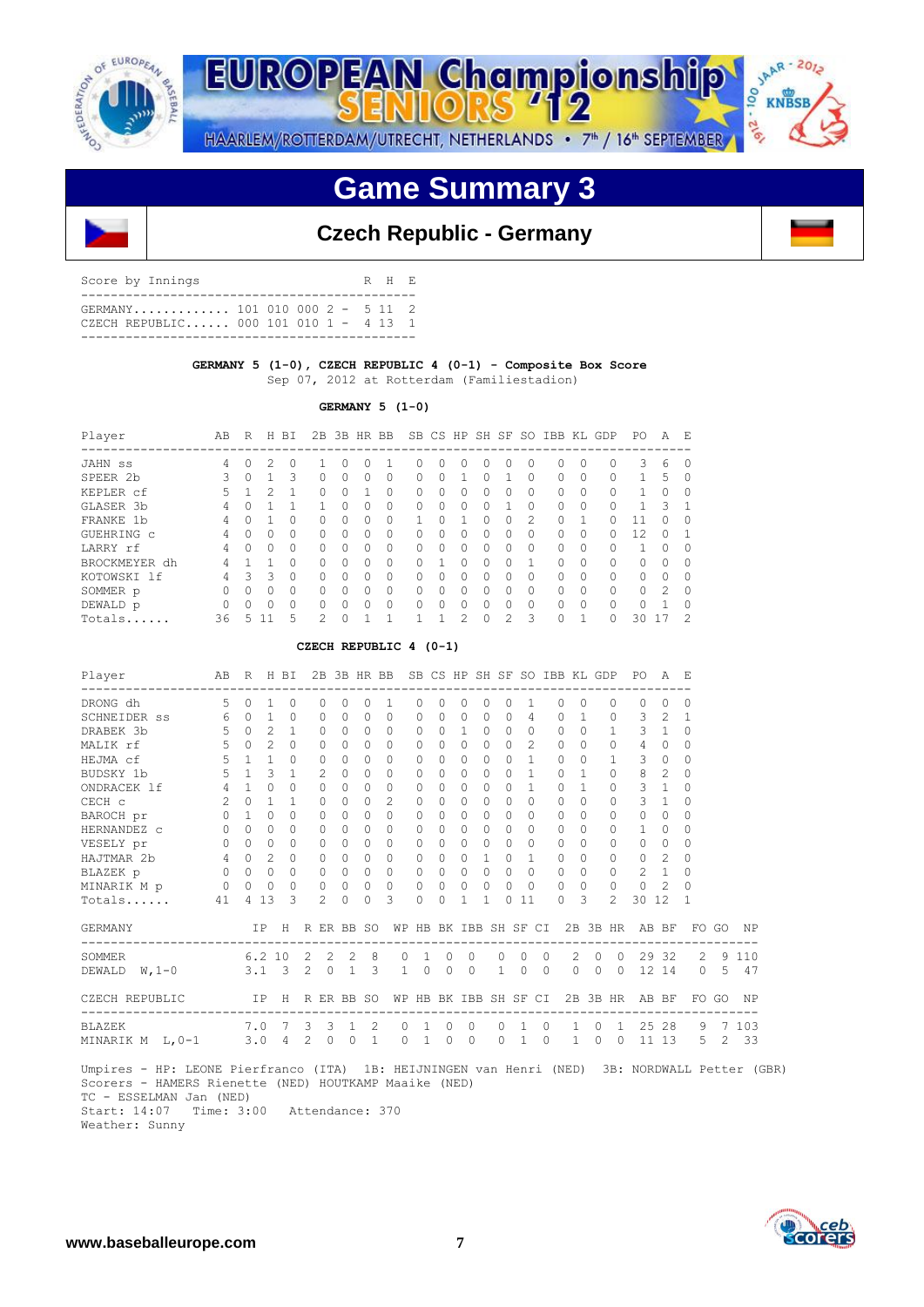# Game Summary 3

## Czech Republic - Germany

| Score by Innings | | R | H | E |
|---|---|---|---|---|
| GERMANY | 101 010 000 2 - | 5 | 11 | 2 |
| CZECH REPUBLIC | 000 101 010 1 - | 4 | 13 | 1 |

**GERMANY 5 (1-0), CZECH REPUBLIC 4 (0-1) - Composite Box Score**
Sep 07, 2012 at Rotterdam (Familiestadion)

**GERMANY 5 (1-0)**

| Player | AB | R | H | BI | 2B | 3B | HR | BB | SB | CS | HP | SH | SF | SO | IBB | KL | GDP | PO | A | E |
|---|---|---|---|---|---|---|---|---|---|---|---|---|---|---|---|---|---|---|---|---|
| JAHN ss | 4 | 0 | 2 | 0 | 1 | 0 | 0 | 1 | 0 | 0 | 0 | 0 | 0 | 0 | 0 | 0 | 0 | 3 | 6 | 0 |
| SPEER 2b | 3 | 0 | 1 | 3 | 0 | 0 | 0 | 0 | 0 | 0 | 1 | 0 | 1 | 0 | 0 | 0 | 0 | 1 | 5 | 0 |
| KEPLER cf | 5 | 1 | 2 | 1 | 0 | 0 | 1 | 0 | 0 | 0 | 0 | 0 | 0 | 0 | 0 | 0 | 0 | 1 | 0 | 0 |
| GLASER 3b | 4 | 0 | 1 | 1 | 1 | 0 | 0 | 0 | 0 | 0 | 0 | 0 | 1 | 0 | 0 | 0 | 0 | 1 | 3 | 1 |
| FRANKE 1b | 4 | 0 | 1 | 0 | 0 | 0 | 0 | 0 | 1 | 0 | 1 | 0 | 0 | 2 | 0 | 1 | 0 | 11 | 0 | 0 |
| GUEHRING c | 4 | 0 | 0 | 0 | 0 | 0 | 0 | 0 | 0 | 0 | 0 | 0 | 0 | 0 | 0 | 0 | 0 | 12 | 0 | 1 |
| LARRY rf | 4 | 0 | 0 | 0 | 0 | 0 | 0 | 0 | 0 | 0 | 0 | 0 | 0 | 0 | 0 | 0 | 0 | 1 | 0 | 0 |
| BROCKMEYER dh | 4 | 1 | 1 | 0 | 0 | 0 | 0 | 0 | 0 | 1 | 0 | 0 | 0 | 1 | 0 | 0 | 0 | 0 | 0 | 0 |
| KOTOWSKI lf | 4 | 3 | 3 | 0 | 0 | 0 | 0 | 0 | 0 | 0 | 0 | 0 | 0 | 0 | 0 | 0 | 0 | 0 | 0 | 0 |
| SOMMER p | 0 | 0 | 0 | 0 | 0 | 0 | 0 | 0 | 0 | 0 | 0 | 0 | 0 | 0 | 0 | 0 | 0 | 0 | 2 | 0 |
| DEWALD p | 0 | 0 | 0 | 0 | 0 | 0 | 0 | 0 | 0 | 0 | 0 | 0 | 0 | 0 | 0 | 0 | 0 | 0 | 1 | 0 |
| Totals...... | 36 | 5 | 11 | 5 | 2 | 0 | 1 | 1 | 1 | 1 | 2 | 0 | 2 | 3 | 0 | 1 | 0 | 30 | 17 | 2 |

**CZECH REPUBLIC 4 (0-1)**

| Player | AB | R | H | BI | 2B | 3B | HR | BB | SB | CS | HP | SH | SF | SO | IBB | KL | GDP | PO | A | E |
|---|---|---|---|---|---|---|---|---|---|---|---|---|---|---|---|---|---|---|---|---|
| DRONG dh | 5 | 0 | 1 | 0 | 0 | 0 | 0 | 1 | 0 | 0 | 0 | 0 | 0 | 1 | 0 | 0 | 0 | 0 | 0 | 0 |
| SCHNEIDER ss | 6 | 0 | 1 | 0 | 0 | 0 | 0 | 0 | 0 | 0 | 0 | 0 | 0 | 4 | 0 | 1 | 0 | 3 | 2 | 1 |
| DRABEK 3b | 5 | 0 | 2 | 1 | 0 | 0 | 0 | 0 | 0 | 0 | 1 | 0 | 0 | 0 | 0 | 0 | 1 | 3 | 1 | 0 |
| MALIK rf | 5 | 0 | 2 | 0 | 0 | 0 | 0 | 0 | 0 | 0 | 0 | 0 | 0 | 2 | 0 | 0 | 0 | 4 | 0 | 0 |
| HEJMA cf | 5 | 1 | 1 | 0 | 0 | 0 | 0 | 0 | 0 | 0 | 0 | 0 | 0 | 1 | 0 | 0 | 1 | 3 | 0 | 0 |
| BUDSKY 1b | 5 | 1 | 3 | 1 | 2 | 0 | 0 | 0 | 0 | 0 | 0 | 0 | 0 | 1 | 0 | 1 | 0 | 8 | 2 | 0 |
| ONDRACEK lf | 4 | 1 | 0 | 0 | 0 | 0 | 0 | 0 | 0 | 0 | 0 | 0 | 0 | 1 | 0 | 1 | 0 | 3 | 1 | 0 |
| CECH c | 2 | 0 | 1 | 1 | 0 | 0 | 0 | 2 | 0 | 0 | 0 | 0 | 0 | 0 | 0 | 0 | 0 | 3 | 1 | 0 |
| BAROCH pr | 0 | 1 | 0 | 0 | 0 | 0 | 0 | 0 | 0 | 0 | 0 | 0 | 0 | 0 | 0 | 0 | 0 | 0 | 0 | 0 |
| HERNANDEZ c | 0 | 0 | 0 | 0 | 0 | 0 | 0 | 0 | 0 | 0 | 0 | 0 | 0 | 0 | 0 | 0 | 0 | 1 | 0 | 0 |
| VESELY pr | 0 | 0 | 0 | 0 | 0 | 0 | 0 | 0 | 0 | 0 | 0 | 0 | 0 | 0 | 0 | 0 | 0 | 0 | 0 | 0 |
| HAJTMAR 2b | 4 | 0 | 2 | 0 | 0 | 0 | 0 | 0 | 0 | 0 | 0 | 1 | 0 | 1 | 0 | 0 | 0 | 0 | 2 | 0 |
| BLAZEK p | 0 | 0 | 0 | 0 | 0 | 0 | 0 | 0 | 0 | 0 | 0 | 0 | 0 | 0 | 0 | 0 | 0 | 2 | 1 | 0 |
| MINARIK M p | 0 | 0 | 0 | 0 | 0 | 0 | 0 | 0 | 0 | 0 | 0 | 0 | 0 | 0 | 0 | 0 | 0 | 0 | 2 | 0 |
| Totals...... | 41 | 4 | 13 | 3 | 2 | 0 | 0 | 3 | 0 | 0 | 1 | 1 | 0 | 11 | 0 | 3 | 2 | 30 | 12 | 1 |

| GERMANY | IP | H | R | ER | BB | SO | WP | HB | BK | IBB | SH | SF | CI | 2B | 3B | HR | AB | BF | FO | GO | NP |
|---|---|---|---|---|---|---|---|---|---|---|---|---|---|---|---|---|---|---|---|---|---|
| SOMMER | 6.2 | 10 | 2 | 2 | 2 | 8 | 0 | 1 | 0 | 0 | 0 | 0 | 0 | 2 | 0 | 0 | 29 | 32 | 2 | 9 | 110 |
| DEWALD W,1-0 | 3.1 | 3 | 2 | 0 | 1 | 3 | 1 | 0 | 0 | 0 | 1 | 0 | 0 | 0 | 0 | 0 | 12 | 14 | 0 | 5 | 47 |

| CZECH REPUBLIC | IP | H | R | ER | BB | SO | WP | HB | BK | IBB | SH | SF | CI | 2B | 3B | HR | AB | BF | FO | GO | NP |
|---|---|---|---|---|---|---|---|---|---|---|---|---|---|---|---|---|---|---|---|---|---|
| BLAZEK | 7.0 | 7 | 3 | 3 | 1 | 2 | 0 | 1 | 0 | 0 | 0 | 1 | 0 | 1 | 0 | 1 | 25 | 28 | 9 | 7 | 103 |
| MINARIK M L,0-1 | 3.0 | 4 | 2 | 0 | 0 | 1 | 0 | 1 | 0 | 0 | 0 | 1 | 0 | 1 | 0 | 0 | 11 | 13 | 5 | 2 | 33 |

Umpires - HP: LEONE Pierfranco (ITA) 1B: HEIJNINGEN van Henri (NED) 3B: NORDWALL Petter (GBR)
Scorers - HAMERS Rienette (NED) HOUTKAMP Maaike (NED)
TC - ESSELMAN Jan (NED)
Start: 14:07 Time: 3:00 Attendance: 370
Weather: Sunny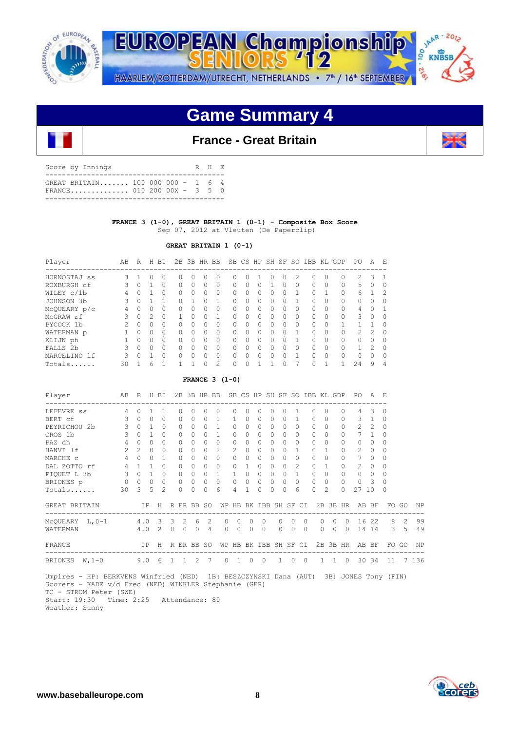# Game Summary 4

## France - Great Britain

| Score by Innings | | R | H | E |
|---|---|---|---|---|
| GREAT BRITAIN....... | 100 000 000 - | 1 | 6 | 4 |
| FRANCE.............. | 010 200 00X - | 3 | 5 | 0 |

**FRANCE 3 (1-0), GREAT BRITAIN 1 (0-1) - Composite Box Score**
Sep 07, 2012 at Vleuten (De Paperclip)

**GREAT BRITAIN 1 (0-1)**

| Player | AB | R | H | BI | 2B | 3B | HR | BB | SB | CS | HP | SH | SF | SO | IBB | KL | GDP | PO | A | E |
|---|---|---|---|---|---|---|---|---|---|---|---|---|---|---|---|---|---|---|---|---|
| HORNOSTAJ ss | 3 | 1 | 0 | 0 | 0 | 0 | 0 | 0 | 0 | 0 | 1 | 0 | 0 | 2 | 0 | 0 | 0 | 2 | 3 | 1 |
| ROXBURGH cf | 3 | 0 | 1 | 0 | 0 | 0 | 0 | 0 | 0 | 0 | 0 | 1 | 0 | 0 | 0 | 0 | 0 | 5 | 0 | 0 |
| WILEY c/1b | 4 | 0 | 1 | 0 | 0 | 0 | 0 | 0 | 0 | 0 | 0 | 0 | 0 | 1 | 0 | 1 | 0 | 6 | 1 | 2 |
| JOHNSON 3b | 3 | 0 | 1 | 1 | 0 | 1 | 0 | 1 | 0 | 0 | 0 | 0 | 0 | 1 | 0 | 0 | 0 | 0 | 0 | 0 |
| McQUEARY p/c | 4 | 0 | 0 | 0 | 0 | 0 | 0 | 0 | 0 | 0 | 0 | 0 | 0 | 0 | 0 | 0 | 0 | 4 | 0 | 1 |
| McGRAW rf | 3 | 0 | 2 | 0 | 1 | 0 | 0 | 1 | 0 | 0 | 0 | 0 | 0 | 0 | 0 | 0 | 0 | 3 | 0 | 0 |
| PYCOCK 1b | 2 | 0 | 0 | 0 | 0 | 0 | 0 | 0 | 0 | 0 | 0 | 0 | 0 | 0 | 0 | 0 | 1 | 1 | 1 | 0 |
| WATERMAN p | 1 | 0 | 0 | 0 | 0 | 0 | 0 | 0 | 0 | 0 | 0 | 0 | 0 | 1 | 0 | 0 | 0 | 2 | 2 | 0 |
| KLIJN ph | 1 | 0 | 0 | 0 | 0 | 0 | 0 | 0 | 0 | 0 | 0 | 0 | 0 | 1 | 0 | 0 | 0 | 0 | 0 | 0 |
| FALLS 2b | 3 | 0 | 0 | 0 | 0 | 0 | 0 | 0 | 0 | 0 | 0 | 0 | 0 | 0 | 0 | 0 | 0 | 1 | 2 | 0 |
| MARCELINO lf | 3 | 0 | 1 | 0 | 0 | 0 | 0 | 0 | 0 | 0 | 0 | 0 | 0 | 1 | 0 | 0 | 0 | 0 | 0 | 0 |
| Totals...... | 30 | 1 | 6 | 1 | 1 | 1 | 0 | 2 | 0 | 0 | 1 | 1 | 0 | 7 | 0 | 1 | 1 | 24 | 9 | 4 |

**FRANCE 3 (1-0)**

| Player | AB | R | H | BI | 2B | 3B | HR | BB | SB | CS | HP | SH | SF | SO | IBB | KL | GDP | PO | A | E |
|---|---|---|---|---|---|---|---|---|---|---|---|---|---|---|---|---|---|---|---|---|
| LEFEVRE ss | 4 | 0 | 1 | 1 | 0 | 0 | 0 | 0 | 0 | 0 | 0 | 0 | 0 | 1 | 0 | 0 | 0 | 4 | 3 | 0 |
| BERT cf | 3 | 0 | 0 | 0 | 0 | 0 | 0 | 1 | 1 | 0 | 0 | 0 | 0 | 1 | 0 | 0 | 0 | 3 | 1 | 0 |
| PEYRICHOU 2b | 3 | 0 | 1 | 0 | 0 | 0 | 0 | 1 | 0 | 0 | 0 | 0 | 0 | 0 | 0 | 0 | 0 | 2 | 2 | 0 |
| CROS 1b | 3 | 0 | 1 | 0 | 0 | 0 | 0 | 1 | 0 | 0 | 0 | 0 | 0 | 0 | 0 | 0 | 0 | 7 | 1 | 0 |
| PAZ dh | 4 | 0 | 0 | 0 | 0 | 0 | 0 | 0 | 0 | 0 | 0 | 0 | 0 | 0 | 0 | 0 | 0 | 0 | 0 | 0 |
| HANVI lf | 2 | 2 | 0 | 0 | 0 | 0 | 0 | 2 | 2 | 0 | 0 | 0 | 0 | 1 | 0 | 1 | 0 | 2 | 0 | 0 |
| MARCHE c | 4 | 0 | 0 | 1 | 0 | 0 | 0 | 0 | 0 | 0 | 0 | 0 | 0 | 0 | 0 | 0 | 0 | 7 | 0 | 0 |
| DAL ZOTTO rf | 4 | 1 | 1 | 0 | 0 | 0 | 0 | 0 | 0 | 1 | 0 | 0 | 0 | 2 | 0 | 1 | 0 | 2 | 0 | 0 |
| PIQUET L 3b | 3 | 0 | 1 | 0 | 0 | 0 | 0 | 1 | 1 | 0 | 0 | 0 | 0 | 1 | 0 | 0 | 0 | 0 | 0 | 0 |
| BRIONES p | 0 | 0 | 0 | 0 | 0 | 0 | 0 | 0 | 0 | 0 | 0 | 0 | 0 | 0 | 0 | 0 | 0 | 0 | 3 | 0 |
| Totals...... | 30 | 3 | 5 | 2 | 0 | 0 | 0 | 6 | 4 | 1 | 0 | 0 | 0 | 6 | 0 | 2 | 0 | 27 | 10 | 0 |

| GREAT BRITAIN | IP | H | R | ER | BB | SO | WP | HB | BK | IBB | SH | SF | CI | 2B | 3B | HR | AB | BF | FO | GO | NP |
|---|---|---|---|---|---|---|---|---|---|---|---|---|---|---|---|---|---|---|---|---|---|
| McQUEARY L,0-1 | 4.0 | 3 | 3 | 2 | 6 | 2 | 0 | 0 | 0 | 0 | 0 | 0 | 0 | 0 | 0 | 0 | 16 | 22 | 8 | 2 | 99 |
| WATERMAN | 4.0 | 2 | 0 | 0 | 0 | 4 | 0 | 0 | 0 | 0 | 0 | 0 | 0 | 0 | 0 | 0 | 14 | 14 | 3 | 5 | 49 |

| FRANCE | IP | H | R | ER | BB | SO | WP | HB | BK | IBB | SH | SF | CI | 2B | 3B | HR | AB | BF | FO | GO | NP |
|---|---|---|---|---|---|---|---|---|---|---|---|---|---|---|---|---|---|---|---|---|---|
| BRIONES W,1-0 | 9.0 | 6 | 1 | 1 | 2 | 7 | 0 | 1 | 0 | 0 | 1 | 0 | 0 | 1 | 1 | 0 | 30 | 34 | 11 | 7 | 136 |

Umpires - HP: BERKVENS Winfried (NED) 1B: BESZCZYNSKI Dana (AUT) 3B: JONES Tony (FIN)
Scorers - KADE v/d Fred (NED) WINKLER Stephanie (GER)
TC - STROM Peter (SWE)
Start: 19:30 Time: 2:25 Attendance: 80
Weather: Sunny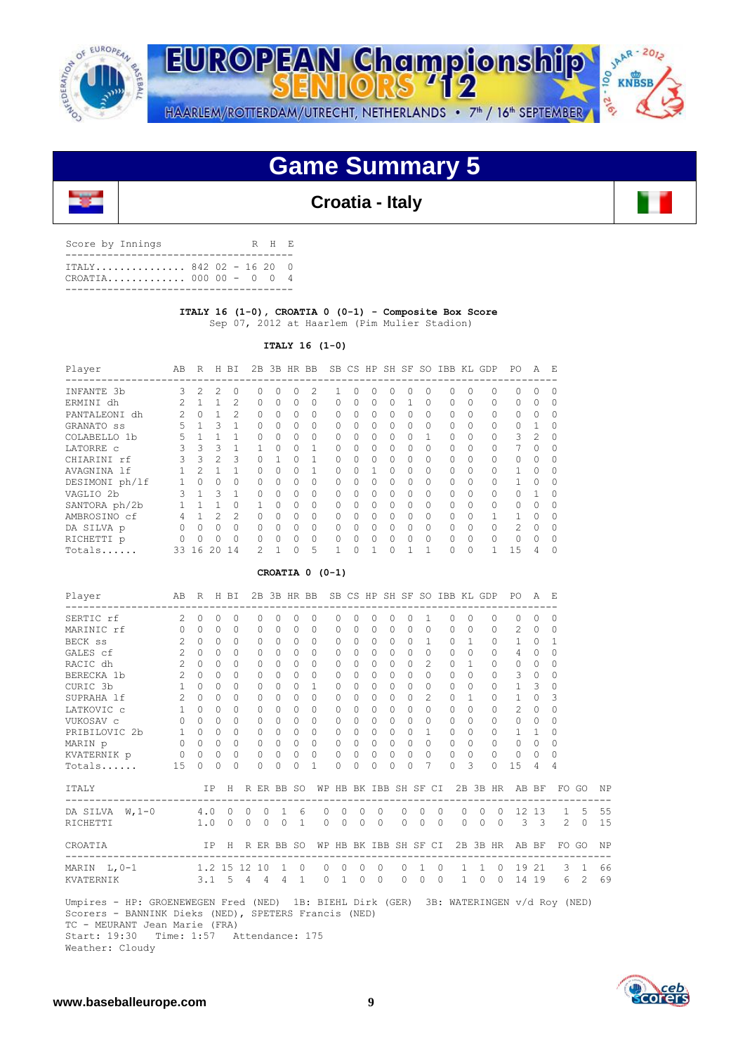# Game Summary 5

## Croatia - Italy

| Score by Innings | | R | H | E |
|---|---|---|---|---|
| ITALY.............. | 842 02 - | 16 | 20 | 0 |
| CROATIA............ | 000 00 - | 0 | 0 | 4 |

**ITALY 16 (1-0), CROATIA 0 (0-1) - Composite Box Score**
Sep 07, 2012 at Haarlem (Pim Mulier Stadion)

**ITALY 16 (1-0)**

| Player | AB | R | H | BI | 2B | 3B | HR | BB | SB | CS | HP | SH | SF | SO | IBB | KL | GDP | PO | A | E |
|---|---|---|---|---|---|---|---|---|---|---|---|---|---|---|---|---|---|---|---|---|
| INFANTE 3b | 3 | 2 | 2 | 0 | 0 | 0 | 0 | 2 | 1 | 0 | 0 | 0 | 0 | 0 | 0 | 0 | 0 | 0 | 0 | 0 |
| ERMINI dh | 2 | 1 | 1 | 2 | 0 | 0 | 0 | 0 | 0 | 0 | 0 | 0 | 1 | 0 | 0 | 0 | 0 | 0 | 0 | 0 |
| PANTALEONI dh | 2 | 0 | 1 | 2 | 0 | 0 | 0 | 0 | 0 | 0 | 0 | 0 | 0 | 0 | 0 | 0 | 0 | 0 | 0 | 0 |
| GRANATO ss | 5 | 1 | 3 | 1 | 0 | 0 | 0 | 0 | 0 | 0 | 0 | 0 | 0 | 0 | 0 | 0 | 0 | 0 | 1 | 0 |
| COLABELLO 1b | 5 | 1 | 1 | 1 | 0 | 0 | 0 | 0 | 0 | 0 | 0 | 0 | 0 | 1 | 0 | 0 | 0 | 3 | 2 | 0 |
| LATORRE c | 3 | 3 | 3 | 1 | 1 | 0 | 0 | 1 | 0 | 0 | 0 | 0 | 0 | 0 | 0 | 0 | 0 | 7 | 0 | 0 |
| CHIARINI rf | 3 | 3 | 2 | 3 | 0 | 1 | 0 | 1 | 0 | 0 | 0 | 0 | 0 | 0 | 0 | 0 | 0 | 0 | 0 | 0 |
| AVAGNINA lf | 1 | 2 | 1 | 1 | 0 | 0 | 0 | 1 | 0 | 0 | 1 | 0 | 0 | 0 | 0 | 0 | 0 | 1 | 0 | 0 |
| DESIMONI ph/lf | 1 | 0 | 0 | 0 | 0 | 0 | 0 | 0 | 0 | 0 | 0 | 0 | 0 | 0 | 0 | 0 | 0 | 1 | 0 | 0 |
| VAGLIO 2b | 3 | 1 | 3 | 1 | 0 | 0 | 0 | 0 | 0 | 0 | 0 | 0 | 0 | 0 | 0 | 0 | 0 | 0 | 1 | 0 |
| SANTORA ph/2b | 1 | 1 | 1 | 0 | 1 | 0 | 0 | 0 | 0 | 0 | 0 | 0 | 0 | 0 | 0 | 0 | 0 | 0 | 0 | 0 |
| AMBROSINO cf | 4 | 1 | 2 | 2 | 0 | 0 | 0 | 0 | 0 | 0 | 0 | 0 | 0 | 0 | 0 | 0 | 1 | 1 | 0 | 0 |
| DA SILVA p | 0 | 0 | 0 | 0 | 0 | 0 | 0 | 0 | 0 | 0 | 0 | 0 | 0 | 0 | 0 | 0 | 0 | 2 | 0 | 0 |
| RICHETTI p | 0 | 0 | 0 | 0 | 0 | 0 | 0 | 0 | 0 | 0 | 0 | 0 | 0 | 0 | 0 | 0 | 0 | 0 | 0 | 0 |
| Totals...... | 33 | 16 | 20 | 14 | 2 | 1 | 0 | 5 | 1 | 0 | 1 | 0 | 1 | 1 | 0 | 0 | 1 | 15 | 4 | 0 |

**CROATIA 0 (0-1)**

| Player | AB | R | H | BI | 2B | 3B | HR | BB | SB | CS | HP | SH | SF | SO | IBB | KL | GDP | PO | A | E |
|---|---|---|---|---|---|---|---|---|---|---|---|---|---|---|---|---|---|---|---|---|
| SERTIC rf | 2 | 0 | 0 | 0 | 0 | 0 | 0 | 0 | 0 | 0 | 0 | 0 | 0 | 1 | 0 | 0 | 0 | 0 | 0 | 0 |
| MARINIC rf | 0 | 0 | 0 | 0 | 0 | 0 | 0 | 0 | 0 | 0 | 0 | 0 | 0 | 0 | 0 | 0 | 0 | 2 | 0 | 0 |
| BECK ss | 2 | 0 | 0 | 0 | 0 | 0 | 0 | 0 | 0 | 0 | 0 | 0 | 0 | 1 | 0 | 1 | 0 | 1 | 0 | 1 |
| GALES cf | 2 | 0 | 0 | 0 | 0 | 0 | 0 | 0 | 0 | 0 | 0 | 0 | 0 | 0 | 0 | 0 | 0 | 4 | 0 | 0 |
| RACIC dh | 2 | 0 | 0 | 0 | 0 | 0 | 0 | 0 | 0 | 0 | 0 | 0 | 0 | 2 | 0 | 1 | 0 | 0 | 0 | 0 |
| BERECKA 1b | 2 | 0 | 0 | 0 | 0 | 0 | 0 | 0 | 0 | 0 | 0 | 0 | 0 | 0 | 0 | 0 | 0 | 3 | 0 | 0 |
| CURIC 3b | 1 | 0 | 0 | 0 | 0 | 0 | 0 | 1 | 0 | 0 | 0 | 0 | 0 | 0 | 0 | 0 | 0 | 1 | 3 | 0 |
| SUPRAHA lf | 2 | 0 | 0 | 0 | 0 | 0 | 0 | 0 | 0 | 0 | 0 | 0 | 0 | 2 | 0 | 1 | 0 | 1 | 0 | 3 |
| LATKOVIC c | 1 | 0 | 0 | 0 | 0 | 0 | 0 | 0 | 0 | 0 | 0 | 0 | 0 | 0 | 0 | 0 | 0 | 2 | 0 | 0 |
| VUKOSAV c | 0 | 0 | 0 | 0 | 0 | 0 | 0 | 0 | 0 | 0 | 0 | 0 | 0 | 0 | 0 | 0 | 0 | 0 | 0 | 0 |
| PRIBILOVIC 2b | 1 | 0 | 0 | 0 | 0 | 0 | 0 | 0 | 0 | 0 | 0 | 0 | 0 | 1 | 0 | 0 | 0 | 1 | 1 | 0 |
| MARIN p | 0 | 0 | 0 | 0 | 0 | 0 | 0 | 0 | 0 | 0 | 0 | 0 | 0 | 0 | 0 | 0 | 0 | 0 | 0 | 0 |
| KVATERNIK p | 0 | 0 | 0 | 0 | 0 | 0 | 0 | 0 | 0 | 0 | 0 | 0 | 0 | 0 | 0 | 0 | 0 | 0 | 0 | 0 |
| Totals...... | 15 | 0 | 0 | 0 | 0 | 0 | 0 | 1 | 0 | 0 | 0 | 0 | 0 | 7 | 0 | 3 | 0 | 15 | 4 | 4 |

| ITALY | IP | H | R | ER | BB | SO | WP | HB | BK | IBB | SH | SF | CI | 2B | 3B | HR | AB | BF | FO | GO | NP |
|---|---|---|---|---|---|---|---|---|---|---|---|---|---|---|---|---|---|---|---|---|---|
| DA SILVA W,1-0 | 4.0 | 0 | 0 | 0 | 1 | 6 | 0 | 0 | 0 | 0 | 0 | 0 | 0 | 0 | 0 | 0 | 12 | 13 | 1 | 5 | 55 |
| RICHETTI | 1.0 | 0 | 0 | 0 | 0 | 1 | 0 | 0 | 0 | 0 | 0 | 0 | 0 | 0 | 0 | 0 | 3 | 3 | 2 | 0 | 15 |

| CROATIA | IP | H | R | ER | BB | SO | WP | HB | BK | IBB | SH | SF | CI | 2B | 3B | HR | AB | BF | FO | GO | NP |
|---|---|---|---|---|---|---|---|---|---|---|---|---|---|---|---|---|---|---|---|---|---|
| MARIN L,0-1 | 1.2 | 15 | 12 | 10 | 1 | 0 | 0 | 0 | 0 | 0 | 0 | 1 | 0 | 1 | 1 | 0 | 19 | 21 | 3 | 1 | 66 |
| KVATERNIK | 3.1 | 5 | 4 | 4 | 4 | 1 | 0 | 1 | 0 | 0 | 0 | 0 | 0 | 1 | 0 | 0 | 14 | 19 | 6 | 2 | 69 |

Umpires - HP: GROENEWEGEN Fred (NED) 1B: BIEHL Dirk (GER) 3B: WATERINGEN v/d Roy (NED)
Scorers - BANNINK Dieks (NED), SPETERS Francis (NED)
TC - MEURANT Jean Marie (FRA)
Start: 19:30 Time: 1:57 Attendance: 175
Weather: Cloudy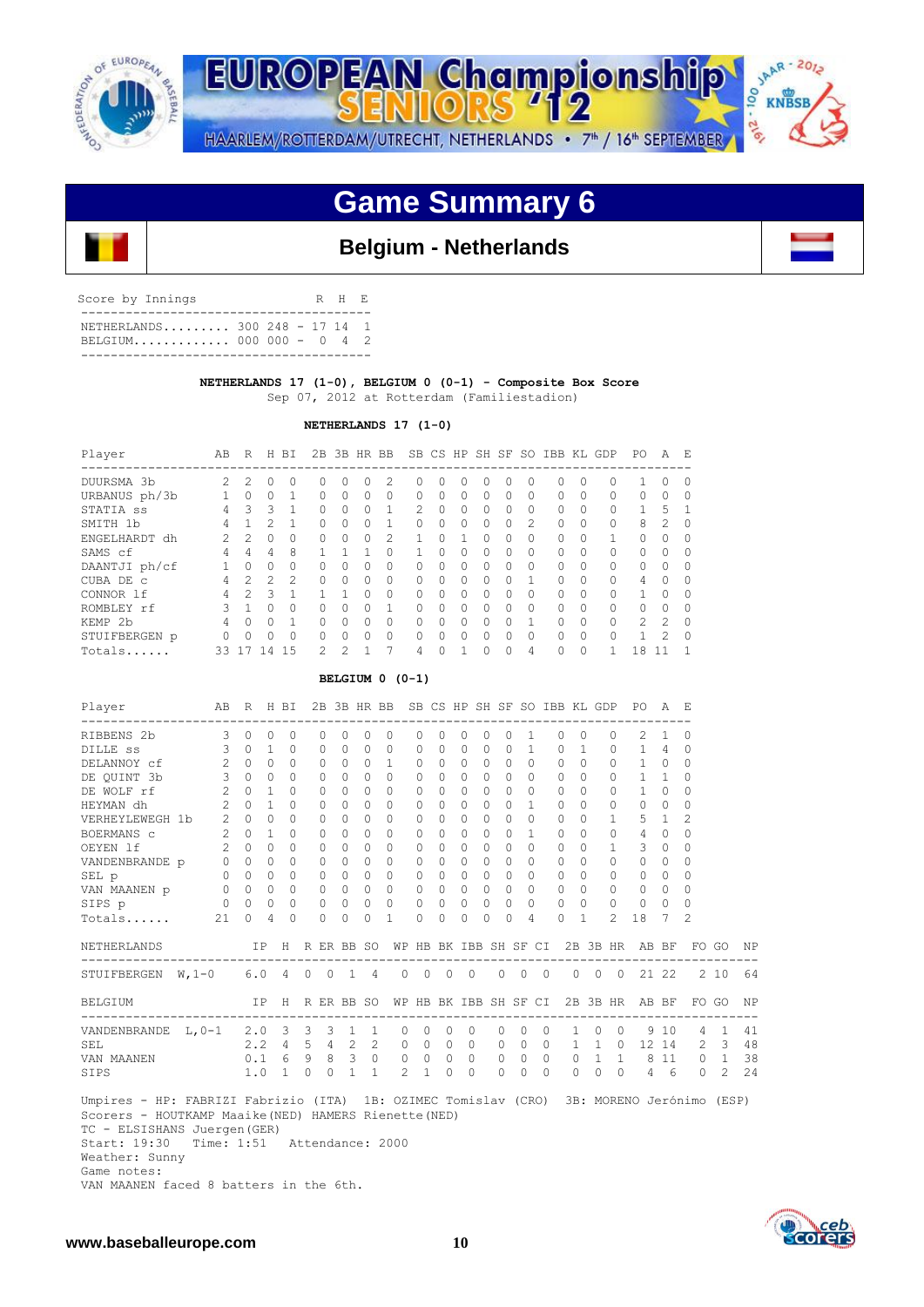# Game Summary 6

## Belgium - Netherlands

| Score by Innings | | R | H | E |
|---|---|---|---|---|
| NETHERLANDS | 300 248 | 17 | 14 | 1 |
| BELGIUM | 000 000 | 0 | 4 | 2 |

**NETHERLANDS 17 (1-0), BELGIUM 0 (0-1) - Composite Box Score**

Sep 07, 2012 at Rotterdam (Familiestadion)

**NETHERLANDS 17 (1-0)**

| Player | AB | R | H | BI | 2B | 3B | HR | BB | SB | CS | HP | SH | SF | SO | IBB | KL | GDP | PO | A | E |
|---|---|---|---|---|---|---|---|---|---|---|---|---|---|---|---|---|---|---|---|---|
| DUURSMA 3b | 2 | 2 | 0 | 0 | 0 | 0 | 0 | 2 | 0 | 0 | 0 | 0 | 0 | 0 | 0 | 0 | 0 | 1 | 0 | 0 |
| URBANUS ph/3b | 1 | 0 | 0 | 1 | 0 | 0 | 0 | 0 | 0 | 0 | 0 | 0 | 0 | 0 | 0 | 0 | 0 | 0 | 0 | 0 |
| STATIA ss | 4 | 3 | 3 | 1 | 0 | 0 | 0 | 1 | 2 | 0 | 0 | 0 | 0 | 0 | 0 | 0 | 0 | 1 | 5 | 1 |
| SMITH 1b | 4 | 1 | 2 | 1 | 0 | 0 | 0 | 1 | 0 | 0 | 0 | 0 | 0 | 2 | 0 | 0 | 0 | 8 | 2 | 0 |
| ENGELHARDT dh | 2 | 2 | 0 | 0 | 0 | 0 | 0 | 2 | 1 | 0 | 1 | 0 | 0 | 0 | 0 | 0 | 1 | 0 | 0 | 0 |
| SAMS cf | 4 | 4 | 4 | 8 | 1 | 1 | 1 | 0 | 1 | 0 | 0 | 0 | 0 | 0 | 0 | 0 | 0 | 0 | 0 | 0 |
| DAANTJI ph/cf | 1 | 0 | 0 | 0 | 0 | 0 | 0 | 0 | 0 | 0 | 0 | 0 | 0 | 0 | 0 | 0 | 0 | 0 | 0 | 0 |
| CUBA DE c | 4 | 2 | 2 | 2 | 0 | 0 | 0 | 0 | 0 | 0 | 0 | 0 | 0 | 1 | 0 | 0 | 0 | 4 | 0 | 0 |
| CONNOR lf | 4 | 2 | 3 | 1 | 1 | 1 | 0 | 0 | 0 | 0 | 0 | 0 | 0 | 0 | 0 | 0 | 0 | 1 | 0 | 0 |
| ROMBLEY rf | 3 | 1 | 0 | 0 | 0 | 0 | 0 | 1 | 0 | 0 | 0 | 0 | 0 | 0 | 0 | 0 | 0 | 0 | 0 | 0 |
| KEMP 2b | 4 | 0 | 0 | 1 | 0 | 0 | 0 | 0 | 0 | 0 | 0 | 0 | 0 | 1 | 0 | 0 | 0 | 2 | 2 | 0 |
| STUIFBERGEN p | 0 | 0 | 0 | 0 | 0 | 0 | 0 | 0 | 0 | 0 | 0 | 0 | 0 | 0 | 0 | 0 | 0 | 1 | 2 | 0 |
| Totals...... | 33 | 17 | 14 | 15 | 2 | 2 | 1 | 7 | 4 | 0 | 1 | 0 | 0 | 4 | 0 | 0 | 1 | 18 | 11 | 1 |

**BELGIUM 0 (0-1)**

| Player | AB | R | H | BI | 2B | 3B | HR | BB | SB | CS | HP | SH | SF | SO | IBB | KL | GDP | PO | A | E |
|---|---|---|---|---|---|---|---|---|---|---|---|---|---|---|---|---|---|---|---|---|
| RIBBENS 2b | 3 | 0 | 0 | 0 | 0 | 0 | 0 | 0 | 0 | 0 | 0 | 0 | 0 | 1 | 0 | 0 | 0 | 2 | 1 | 0 |
| DILLE ss | 3 | 0 | 1 | 0 | 0 | 0 | 0 | 0 | 0 | 0 | 0 | 0 | 0 | 1 | 0 | 1 | 0 | 1 | 4 | 0 |
| DELANNOY cf | 2 | 0 | 0 | 0 | 0 | 0 | 0 | 1 | 0 | 0 | 0 | 0 | 0 | 0 | 0 | 0 | 0 | 1 | 0 | 0 |
| DE QUINT 3b | 3 | 0 | 0 | 0 | 0 | 0 | 0 | 0 | 0 | 0 | 0 | 0 | 0 | 0 | 0 | 0 | 0 | 1 | 1 | 0 |
| DE WOLF rf | 2 | 0 | 1 | 0 | 0 | 0 | 0 | 0 | 0 | 0 | 0 | 0 | 0 | 0 | 0 | 0 | 0 | 1 | 0 | 0 |
| HEYMAN dh | 2 | 0 | 1 | 0 | 0 | 0 | 0 | 0 | 0 | 0 | 0 | 0 | 0 | 1 | 0 | 0 | 0 | 0 | 0 | 0 |
| VERHEYLEWEGH 1b | 2 | 0 | 0 | 0 | 0 | 0 | 0 | 0 | 0 | 0 | 0 | 0 | 0 | 0 | 0 | 0 | 1 | 5 | 1 | 2 |
| BOERMANS c | 2 | 0 | 1 | 0 | 0 | 0 | 0 | 0 | 0 | 0 | 0 | 0 | 0 | 1 | 0 | 0 | 0 | 4 | 0 | 0 |
| OEYEN lf | 2 | 0 | 0 | 0 | 0 | 0 | 0 | 0 | 0 | 0 | 0 | 0 | 0 | 0 | 0 | 0 | 1 | 3 | 0 | 0 |
| VANDENBRANDE p | 0 | 0 | 0 | 0 | 0 | 0 | 0 | 0 | 0 | 0 | 0 | 0 | 0 | 0 | 0 | 0 | 0 | 0 | 0 | 0 |
| SEL p | 0 | 0 | 0 | 0 | 0 | 0 | 0 | 0 | 0 | 0 | 0 | 0 | 0 | 0 | 0 | 0 | 0 | 0 | 0 | 0 |
| VAN MAANEN p | 0 | 0 | 0 | 0 | 0 | 0 | 0 | 0 | 0 | 0 | 0 | 0 | 0 | 0 | 0 | 0 | 0 | 0 | 0 | 0 |
| SIPS p | 0 | 0 | 0 | 0 | 0 | 0 | 0 | 0 | 0 | 0 | 0 | 0 | 0 | 0 | 0 | 0 | 0 | 0 | 0 | 0 |
| Totals...... | 21 | 0 | 4 | 0 | 0 | 0 | 0 | 1 | 0 | 0 | 0 | 0 | 0 | 4 | 0 | 1 | 2 | 18 | 7 | 2 |

| NETHERLANDS | | IP | H | R | ER | BB | SO | WP | HB | BK | IBB | SH | SF | CI | 2B | 3B | HR | AB | BF | FO | GO | NP |
|---|---|---|---|---|---|---|---|---|---|---|---|---|---|---|---|---|---|---|---|---|---|---|
| STUIFBERGEN | W,1-0 | 6.0 | 4 | 0 | 0 | 1 | 4 | 0 | 0 | 0 | 0 | 0 | 0 | 0 | 0 | 0 | 0 | 21 | 22 | 2 | 10 | 64 |

| BELGIUM | | IP | H | R | ER | BB | SO | WP | HB | BK | IBB | SH | SF | CI | 2B | 3B | HR | AB | BF | FO | GO | NP |
|---|---|---|---|---|---|---|---|---|---|---|---|---|---|---|---|---|---|---|---|---|---|---|
| VANDENBRANDE | L,0-1 | 2.0 | 3 | 3 | 3 | 1 | 1 | 0 | 0 | 0 | 0 | 0 | 0 | 0 | 1 | 0 | 0 | 9 | 10 | 4 | 1 | 41 |
| SEL | | 2.2 | 4 | 5 | 4 | 2 | 2 | 0 | 0 | 0 | 0 | 0 | 0 | 0 | 1 | 1 | 0 | 12 | 14 | 2 | 3 | 48 |
| VAN MAANEN | | 0.1 | 6 | 9 | 8 | 3 | 0 | 0 | 0 | 0 | 0 | 0 | 0 | 0 | 0 | 1 | 1 | 8 | 11 | 0 | 1 | 38 |
| SIPS | | 1.0 | 1 | 0 | 0 | 1 | 1 | 2 | 1 | 0 | 0 | 0 | 0 | 0 | 0 | 0 | 0 | 4 | 6 | 0 | 2 | 24 |

Umpires - HP: FABRIZI Fabrizio (ITA) 1B: OZIMEC Tomislav (CRO) 3B: MORENO Jerónimo (ESP)
Scorers - HOUTKAMP Maaike(NED) HAMERS Rienette(NED)
TC - ELSISHANS Juergen(GER)
Start: 19:30 Time: 1:51 Attendance: 2000
Weather: Sunny
Game notes:
VAN MAANEN faced 8 batters in the 6th.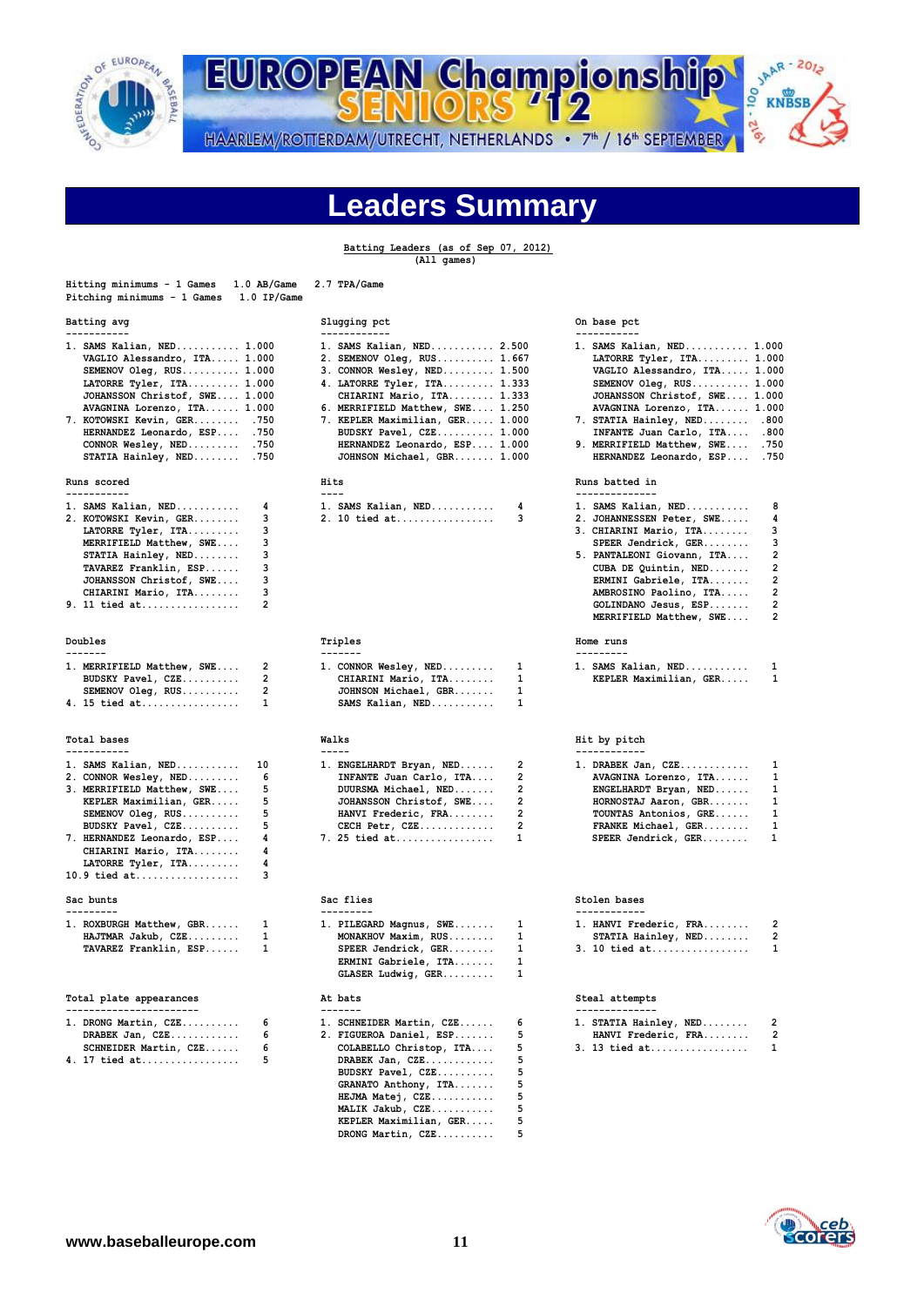# Leaders Summary

Batting Leaders (as of Sep 07, 2012)
(All games)

Hitting minimums - 1 Games 1.0 AB/Game 2.7 TPA/Game
Pitching minimums - 1 Games 1.0 IP/Game

### Batting avg

| Rank | Player | Value |
|---|---|---|
| 1. | SAMS Kalian, NED | 1.000 |
| | VAGLIO Alessandro, ITA | 1.000 |
| | SEMENOV Oleg, RUS | 1.000 |
| | LATORRE Tyler, ITA | 1.000 |
| | JOHANSSON Christof, SWE | 1.000 |
| | AVAGNINA Lorenzo, ITA | 1.000 |
| 7. | KOTOWSKI Kevin, GER | .750 |
| | HERNANDEZ Leonardo, ESP | .750 |
| | CONNOR Wesley, NED | .750 |
| | STATIA Hainley, NED | .750 |

### Slugging pct

| Rank | Player | Value |
|---|---|---|
| 1. | SAMS Kalian, NED | 2.500 |
| 2. | SEMENOV Oleg, RUS | 1.667 |
| 3. | CONNOR Wesley, NED | 1.500 |
| 4. | LATORRE Tyler, ITA | 1.333 |
| | CHIARINI Mario, ITA | 1.333 |
| 6. | MERRIFIELD Matthew, SWE | 1.250 |
| 7. | KEPLER Maximilian, GER | 1.000 |
| | BUDSKY Pavel, CZE | 1.000 |
| | HERNANDEZ Leonardo, ESP | 1.000 |
| | JOHNSON Michael, GBR | 1.000 |

### On base pct

| Rank | Player | Value |
|---|---|---|
| 1. | SAMS Kalian, NED | 1.000 |
| | LATORRE Tyler, ITA | 1.000 |
| | VAGLIO Alessandro, ITA | 1.000 |
| | SEMENOV Oleg, RUS | 1.000 |
| | JOHANSSON Christof, SWE | 1.000 |
| | AVAGNINA Lorenzo, ITA | 1.000 |
| 7. | STATIA Hainley, NED | .800 |
| | INFANTE Juan Carlo, ITA | .800 |
| 9. | MERRIFIELD Matthew, SWE | .750 |
| | HERNANDEZ Leonardo, ESP | .750 |

### Runs scored

| Rank | Player | Value |
|---|---|---|
| 1. | SAMS Kalian, NED | 4 |
| 2. | KOTOWSKI Kevin, GER | 3 |
| | LATORRE Tyler, ITA | 3 |
| | MERRIFIELD Matthew, SWE | 3 |
| | STATIA Hainley, NED | 3 |
| | TAVAREZ Franklin, ESP | 3 |
| | JOHANSSON Christof, SWE | 3 |
| | CHIARINI Mario, ITA | 3 |
| 9. | 11 tied at | 2 |

### Hits

| Rank | Player | Value |
|---|---|---|
| 1. | SAMS Kalian, NED | 4 |
| 2. | 10 tied at | 3 |

### Runs batted in

| Rank | Player | Value |
|---|---|---|
| 1. | SAMS Kalian, NED | 8 |
| 2. | JOHANNESSEN Peter, SWE | 4 |
| 3. | CHIARINI Mario, ITA | 3 |
| | SPEER Jendrick, GER | 3 |
| 5. | PANTALEONI Giovann, ITA | 2 |
| | CUBA DE Quintin, NED | 2 |
| | ERMINI Gabriele, ITA | 2 |
| | AMBROSINO Paolino, ITA | 2 |
| | GOLINDANO Jesus, ESP | 2 |
| | MERRIFIELD Matthew, SWE | 2 |

### Doubles

| Rank | Player | Value |
|---|---|---|
| 1. | MERRIFIELD Matthew, SWE | 2 |
| | BUDSKY Pavel, CZE | 2 |
| | SEMENOV Oleg, RUS | 2 |
| 4. | 15 tied at | 1 |

### Triples

| Rank | Player | Value |
|---|---|---|
| 1. | CONNOR Wesley, NED | 1 |
| | CHIARINI Mario, ITA | 1 |
| | JOHNSON Michael, GBR | 1 |
| | SAMS Kalian, NED | 1 |

### Home runs

| Rank | Player | Value |
|---|---|---|
| 1. | SAMS Kalian, NED | 1 |
| | KEPLER Maximilian, GER | 1 |

### Total bases

| Rank | Player | Value |
|---|---|---|
| 1. | SAMS Kalian, NED | 10 |
| 2. | CONNOR Wesley, NED | 6 |
| 3. | MERRIFIELD Matthew, SWE | 5 |
| | KEPLER Maximilian, GER | 5 |
| | SEMENOV Oleg, RUS | 5 |
| | BUDSKY Pavel, CZE | 5 |
| 7. | HERNANDEZ Leonardo, ESP | 4 |
| | CHIARINI Mario, ITA | 4 |
| | LATORRE Tyler, ITA | 4 |
| 10. | 9 tied at | 3 |

### Walks

| Rank | Player | Value |
|---|---|---|
| 1. | ENGELHARDT Bryan, NED | 2 |
| | INFANTE Juan Carlo, ITA | 2 |
| | DUURSMA Michael, NED | 2 |
| | JOHANSSON Christof, SWE | 2 |
| | HANVI Frederic, FRA | 2 |
| | CECH Petr, CZE | 2 |
| 7. | 25 tied at | 1 |

### Hit by pitch

| Rank | Player | Value |
|---|---|---|
| 1. | DRABEK Jan, CZE | 1 |
| | AVAGNINA Lorenzo, ITA | 1 |
| | ENGELHARDT Bryan, NED | 1 |
| | HORNOSTAJ Aaron, GBR | 1 |
| | TOUNTAS Antonios, GRE | 1 |
| | FRANKE Michael, GER | 1 |
| | SPEER Jendrick, GER | 1 |

### Sac bunts

| Rank | Player | Value |
|---|---|---|
| 1. | ROXBURGH Matthew, GBR | 1 |
| | HAJTMAR Jakub, CZE | 1 |
| | TAVAREZ Franklin, ESP | 1 |

### Sac flies

| Rank | Player | Value |
|---|---|---|
| 1. | PILEGARD Magnus, SWE | 1 |
| | MONAKHOV Maxim, RUS | 1 |
| | SPEER Jendrick, GER | 1 |
| | ERMINI Gabriele, ITA | 1 |
| | GLASER Ludwig, GER | 1 |

### Stolen bases

| Rank | Player | Value |
|---|---|---|
| 1. | HANVI Frederic, FRA | 2 |
| | STATIA Hainley, NED | 2 |
| 3. | 10 tied at | 1 |

### Total plate appearances

| Rank | Player | Value |
|---|---|---|
| 1. | DRONG Martin, CZE | 6 |
| | DRABEK Jan, CZE | 6 |
| | SCHNEIDER Martin, CZE | 6 |
| 4. | 17 tied at | 5 |

### At bats

| Rank | Player | Value |
|---|---|---|
| 1. | SCHNEIDER Martin, CZE | 6 |
| 2. | FIGUEROA Daniel, ESP | 5 |
| | COLABELLO Christop, ITA | 5 |
| | DRABEK Jan, CZE | 5 |
| | BUDSKY Pavel, CZE | 5 |
| | GRANATO Anthony, ITA | 5 |
| | HEJMA Matej, CZE | 5 |
| | MALIK Jakub, CZE | 5 |
| | KEPLER Maximilian, GER | 5 |
| | DRONG Martin, CZE | 5 |

### Steal attempts

| Rank | Player | Value |
|---|---|---|
| 1. | STATIA Hainley, NED | 2 |
| | HANVI Frederic, FRA | 2 |
| 3. | 13 tied at | 1 |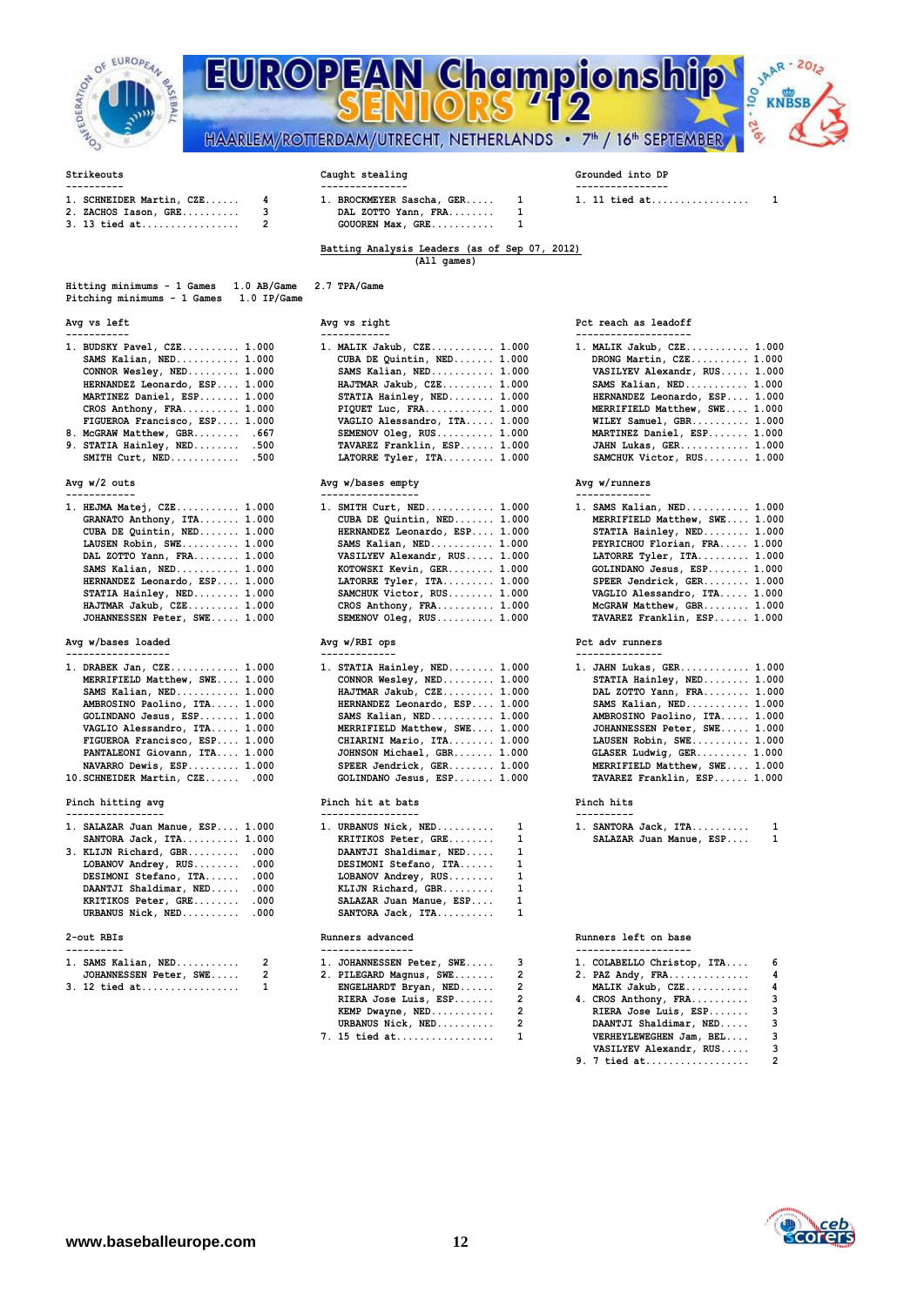**Strikeouts**

| | Player | |
|---|---|---|
| 1. | SCHNEIDER Martin, CZE | 4 |
| 2. | ZACHOS Iason, GRE | 3 |
| 3. | 13 tied at | 2 |

**Caught stealing**

| | Player | |
|---|---|---|
| 1. | BROCKMEYER Sascha, GER | 1 |
| | DAL ZOTTO Yann, FRA | 1 |
| | GOUOREN Max, GRE | 1 |

**Grounded into DP**

| | Player | |
|---|---|---|
| 1. | 11 tied at | 1 |

## Batting Analysis Leaders (as of Sep 07, 2012)

(All games)

Hitting minimums - 1 Games 1.0 AB/Game 2.7 TPA/Game
Pitching minimums - 1 Games 1.0 IP/Game

**Avg vs left**

| | Player | |
|---|---|---|
| 1. | BUDSKY Pavel, CZE | 1.000 |
| | SAMS Kalian, NED | 1.000 |
| | CONNOR Wesley, NED | 1.000 |
| | HERNANDEZ Leonardo, ESP | 1.000 |
| | MARTINEZ Daniel, ESP | 1.000 |
| | CROS Anthony, FRA | 1.000 |
| | FIGUEROA Francisco, ESP | 1.000 |
| 8. | McGRAW Matthew, GBR | .667 |
| 9. | STATIA Hainley, NED | .500 |
| | SMITH Curt, NED | .500 |

**Avg vs right**

| | Player | |
|---|---|---|
| 1. | MALIK Jakub, CZE | 1.000 |
| | CUBA DE Quintin, NED | 1.000 |
| | SAMS Kalian, NED | 1.000 |
| | HAJTMAR Jakub, CZE | 1.000 |
| | STATIA Hainley, NED | 1.000 |
| | PIQUET Luc, FRA | 1.000 |
| | VAGLIO Alessandro, ITA | 1.000 |
| | SEMENOV Oleg, RUS | 1.000 |
| | TAVAREZ Franklin, ESP | 1.000 |
| | LATORRE Tyler, ITA | 1.000 |

**Pct reach as leadoff**

| | Player | |
|---|---|---|
| 1. | MALIK Jakub, CZE | 1.000 |
| | DRONG Martin, CZE | 1.000 |
| | VASILYEV Alexandr, RUS | 1.000 |
| | SAMS Kalian, NED | 1.000 |
| | HERNANDEZ Leonardo, ESP | 1.000 |
| | MERRIFIELD Matthew, SWE | 1.000 |
| | WILEY Samuel, GBR | 1.000 |
| | MARTINEZ Daniel, ESP | 1.000 |
| | JAHN Lukas, GER | 1.000 |
| | SAMCHUK Victor, RUS | 1.000 |

**Avg w/2 outs**

| | Player | |
|---|---|---|
| 1. | HEJMA Matej, CZE | 1.000 |
| | GRANATO Anthony, ITA | 1.000 |
| | CUBA DE Quintin, NED | 1.000 |
| | LAUSEN Robin, SWE | 1.000 |
| | DAL ZOTTO Yann, FRA | 1.000 |
| | SAMS Kalian, NED | 1.000 |
| | HERNANDEZ Leonardo, ESP | 1.000 |
| | STATIA Hainley, NED | 1.000 |
| | HAJTMAR Jakub, CZE | 1.000 |
| | JOHANNESSEN Peter, SWE | 1.000 |

**Avg w/bases empty**

| | Player | |
|---|---|---|
| 1. | SMITH Curt, NED | 1.000 |
| | CUBA DE Quintin, NED | 1.000 |
| | HERNANDEZ Leonardo, ESP | 1.000 |
| | SAMS Kalian, NED | 1.000 |
| | VASILYEV Alexandr, RUS | 1.000 |
| | KOTOWSKI Kevin, GER | 1.000 |
| | LATORRE Tyler, ITA | 1.000 |
| | SAMCHUK Victor, RUS | 1.000 |
| | CROS Anthony, FRA | 1.000 |
| | SEMENOV Oleg, RUS | 1.000 |

**Avg w/runners**

| | Player | |
|---|---|---|
| 1. | SAMS Kalian, NED | 1.000 |
| | MERRIFIELD Matthew, SWE | 1.000 |
| | STATIA Hainley, NED | 1.000 |
| | PEYRICHOU Florian, FRA | 1.000 |
| | LATORRE Tyler, ITA | 1.000 |
| | GOLINDANO Jesus, ESP | 1.000 |
| | SPEER Jendrick, GER | 1.000 |
| | VAGLIO Alessandro, ITA | 1.000 |
| | McGRAW Matthew, GBR | 1.000 |
| | TAVAREZ Franklin, ESP | 1.000 |

**Avg w/bases loaded**

| | Player | |
|---|---|---|
| 1. | DRABEK Jan, CZE | 1.000 |
| | MERRIFIELD Matthew, SWE | 1.000 |
| | SAMS Kalian, NED | 1.000 |
| | AMBROSINO Paolino, ITA | 1.000 |
| | GOLINDANO Jesus, ESP | 1.000 |
| | VAGLIO Alessandro, ITA | 1.000 |
| | FIGUEROA Francisco, ESP | 1.000 |
| | PANTALEONI Giovann, ITA | 1.000 |
| | NAVARRO Dewis, ESP | 1.000 |
| 10. | SCHNEIDER Martin, CZE | .000 |

**Avg w/RBI ops**

| | Player | |
|---|---|---|
| 1. | STATIA Hainley, NED | 1.000 |
| | CONNOR Wesley, NED | 1.000 |
| | HAJTMAR Jakub, CZE | 1.000 |
| | HERNANDEZ Leonardo, ESP | 1.000 |
| | SAMS Kalian, NED | 1.000 |
| | MERRIFIELD Matthew, SWE | 1.000 |
| | CHIARINI Mario, ITA | 1.000 |
| | JOHNSON Michael, GBR | 1.000 |
| | SPEER Jendrick, GER | 1.000 |
| | GOLINDANO Jesus, ESP | 1.000 |

**Pct adv runners**

| | Player | |
|---|---|---|
| 1. | JAHN Lukas, GER | 1.000 |
| | STATIA Hainley, NED | 1.000 |
| | DAL ZOTTO Yann, FRA | 1.000 |
| | SAMS Kalian, NED | 1.000 |
| | AMBROSINO Paolino, ITA | 1.000 |
| | JOHANNESSEN Peter, SWE | 1.000 |
| | LAUSEN Robin, SWE | 1.000 |
| | GLASER Ludwig, GER | 1.000 |
| | MERRIFIELD Matthew, SWE | 1.000 |
| | TAVAREZ Franklin, ESP | 1.000 |

**Pinch hitting avg**

| | Player | |
|---|---|---|
| 1. | SALAZAR Juan Manue, ESP | 1.000 |
| | SANTORA Jack, ITA | 1.000 |
| 3. | KLIJN Richard, GBR | .000 |
| | LOBANOV Andrey, RUS | .000 |
| | DESIMONI Stefano, ITA | .000 |
| | DAANTJI Shaldimar, NED | .000 |
| | KRITIKOS Peter, GRE | .000 |
| | URBANUS Nick, NED | .000 |

**Pinch hit at bats**

| | Player | |
|---|---|---|
| 1. | URBANUS Nick, NED | 1 |
| | KRITIKOS Peter, GRE | 1 |
| | DAANTJI Shaldimar, NED | 1 |
| | DESIMONI Stefano, ITA | 1 |
| | LOBANOV Andrey, RUS | 1 |
| | KLIJN Richard, GBR | 1 |
| | SALAZAR Juan Manue, ESP | 1 |
| | SANTORA Jack, ITA | 1 |

**Pinch hits**

| | Player | |
|---|---|---|
| 1. | SANTORA Jack, ITA | 1 |
| | SALAZAR Juan Manue, ESP | 1 |

**2-out RBIs**

| | Player | |
|---|---|---|
| 1. | SAMS Kalian, NED | 2 |
| | JOHANNESSEN Peter, SWE | 2 |
| 3. | 12 tied at | 1 |

**Runners advanced**

| | Player | |
|---|---|---|
| 1. | JOHANNESSEN Peter, SWE | 3 |
| 2. | PILEGARD Magnus, SWE | 2 |
| | ENGELHARDT Bryan, NED | 2 |
| | RIERA Jose Luis, ESP | 2 |
| | KEMP Dwayne, NED | 2 |
| | URBANUS Nick, NED | 2 |
| 7. | 15 tied at | 1 |

**Runners left on base**

| | Player | |
|---|---|---|
| 1. | COLABELLO Christop, ITA | 6 |
| 2. | PAZ Andy, FRA | 4 |
| | MALIK Jakub, CZE | 4 |
| 4. | CROS Anthony, FRA | 3 |
| | RIERA Jose Luis, ESP | 3 |
| | DAANTJI Shaldimar, NED | 3 |
| | VERHEYLEWEGHEN Jam, BEL | 3 |
| | VASILYEV Alexandr, RUS | 3 |
| 9. | 7 tied at | 2 |

www.baseballeurope.com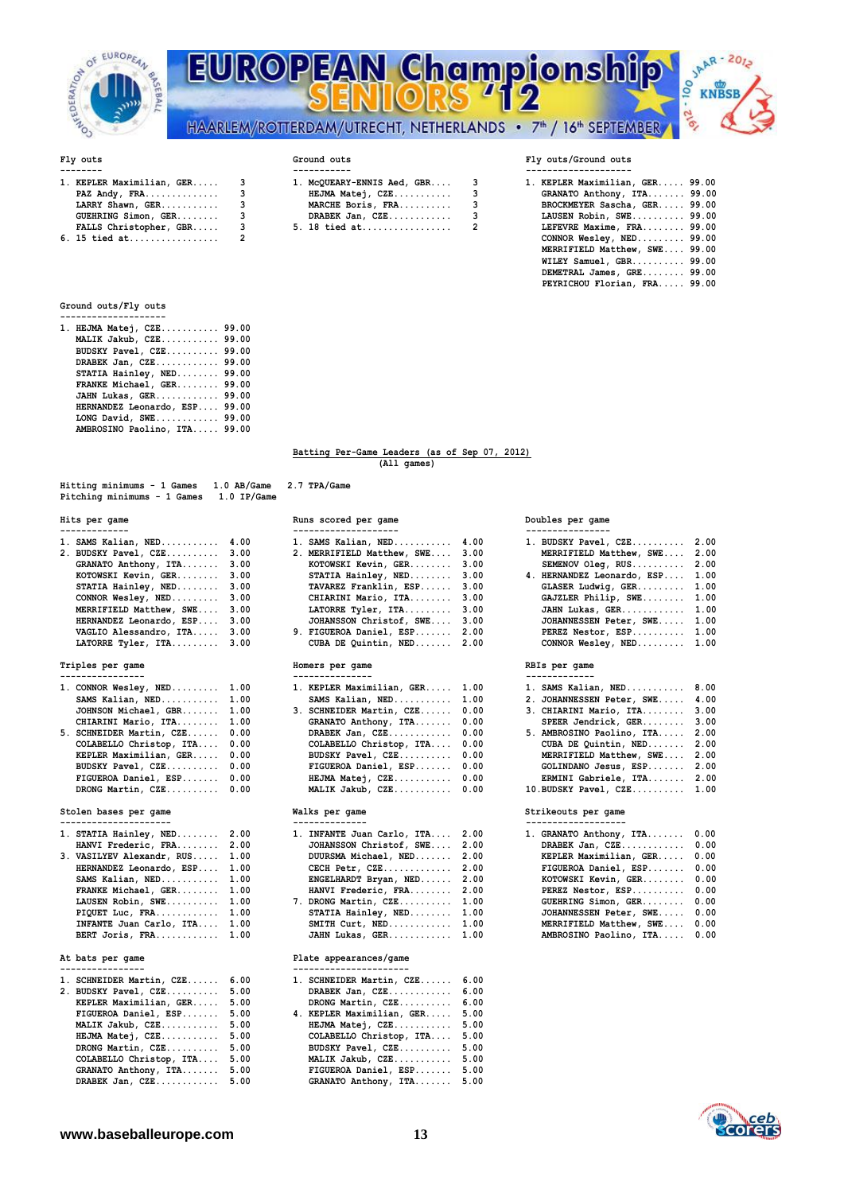### Fly outs

| Rank | Player | Value |
|---|---|---|
| 1. | KEPLER Maximilian, GER | 3 |
| | PAZ Andy, FRA | 3 |
| | LARRY Shawn, GER | 3 |
| | GUEHRING Simon, GER | 3 |
| | FALLS Christopher, GBR | 3 |
| 6. | 15 tied at | 2 |

### Ground outs

| Rank | Player | Value |
|---|---|---|
| 1. | McQUEARY-ENNIS Aed, GBR | 3 |
| | HEJMA Matej, CZE | 3 |
| | MARCHE Boris, FRA | 3 |
| | DRABEK Jan, CZE | 3 |
| 5. | 18 tied at | 2 |

### Fly outs/Ground outs

| Rank | Player | Value |
|---|---|---|
| 1. | KEPLER Maximilian, GER | 99.00 |
| | GRANATO Anthony, ITA | 99.00 |
| | BROCKMEYER Sascha, GER | 99.00 |
| | LAUSEN Robin, SWE | 99.00 |
| | LEFEVRE Maxime, FRA | 99.00 |
| | CONNOR Wesley, NED | 99.00 |
| | MERRIFIELD Matthew, SWE | 99.00 |
| | WILEY Samuel, GBR | 99.00 |
| | DEMETRAL James, GRE | 99.00 |
| | PEYRICHOU Florian, FRA | 99.00 |

### Ground outs/Fly outs

| Rank | Player | Value |
|---|---|---|
| 1. | HEJMA Matej, CZE | 99.00 |
| | MALIK Jakub, CZE | 99.00 |
| | BUDSKY Pavel, CZE | 99.00 |
| | DRABEK Jan, CZE | 99.00 |
| | STATIA Hainley, NED | 99.00 |
| | FRANKE Michael, GER | 99.00 |
| | JAHN Lukas, GER | 99.00 |
| | HERNANDEZ Leonardo, ESP | 99.00 |
| | LONG David, SWE | 99.00 |
| | AMBROSINO Paolino, ITA | 99.00 |

## Batting Per-Game Leaders (as of Sep 07, 2012)
**(All games)**

Hitting minimums - 1 Games 1.0 AB/Game 2.7 TPA/Game
Pitching minimums - 1 Games 1.0 IP/Game

### Hits per game

| Rank | Player | Value |
|---|---|---|
| 1. | SAMS Kalian, NED | 4.00 |
| 2. | BUDSKY Pavel, CZE | 3.00 |
| | GRANATO Anthony, ITA | 3.00 |
| | KOTOWSKI Kevin, GER | 3.00 |
| | STATIA Hainley, NED | 3.00 |
| | CONNOR Wesley, NED | 3.00 |
| | MERRIFIELD Matthew, SWE | 3.00 |
| | HERNANDEZ Leonardo, ESP | 3.00 |
| | VAGLIO Alessandro, ITA | 3.00 |
| | LATORRE Tyler, ITA | 3.00 |

### Runs scored per game

| Rank | Player | Value |
|---|---|---|
| 1. | SAMS Kalian, NED | 4.00 |
| 2. | MERRIFIELD Matthew, SWE | 3.00 |
| | KOTOWSKI Kevin, GER | 3.00 |
| | STATIA Hainley, NED | 3.00 |
| | TAVAREZ Franklin, ESP | 3.00 |
| | CHIARINI Mario, ITA | 3.00 |
| | LATORRE Tyler, ITA | 3.00 |
| | JOHANSSON Christof, SWE | 3.00 |
| 9. | FIGUEROA Daniel, ESP | 2.00 |
| | CUBA DE Quintin, NED | 2.00 |

### Doubles per game

| Rank | Player | Value |
|---|---|---|
| 1. | BUDSKY Pavel, CZE | 2.00 |
| | MERRIFIELD Matthew, SWE | 2.00 |
| | SEMENOV Oleg, RUS | 2.00 |
| 4. | HERNANDEZ Leonardo, ESP | 1.00 |
| | GLASER Ludwig, GER | 1.00 |
| | GAJZLER Philip, SWE | 1.00 |
| | JAHN Lukas, GER | 1.00 |
| | JOHANNESSEN Peter, SWE | 1.00 |
| | PEREZ Nestor, ESP | 1.00 |
| | CONNOR Wesley, NED | 1.00 |

### Triples per game

| Rank | Player | Value |
|---|---|---|
| 1. | CONNOR Wesley, NED | 1.00 |
| | SAMS Kalian, NED | 1.00 |
| | JOHNSON Michael, GBR | 1.00 |
| | CHIARINI Mario, ITA | 1.00 |
| 5. | SCHNEIDER Martin, CZE | 0.00 |
| | COLABELLO Christop, ITA | 0.00 |
| | KEPLER Maximilian, GER | 0.00 |
| | BUDSKY Pavel, CZE | 0.00 |
| | FIGUEROA Daniel, ESP | 0.00 |
| | DRONG Martin, CZE | 0.00 |

### Homers per game

| Rank | Player | Value |
|---|---|---|
| 1. | KEPLER Maximilian, GER | 1.00 |
| | SAMS Kalian, NED | 1.00 |
| 3. | SCHNEIDER Martin, CZE | 0.00 |
| | GRANATO Anthony, ITA | 0.00 |
| | DRABEK Jan, CZE | 0.00 |
| | COLABELLO Christop, ITA | 0.00 |
| | BUDSKY Pavel, CZE | 0.00 |
| | FIGUEROA Daniel, ESP | 0.00 |
| | HEJMA Matej, CZE | 0.00 |
| | MALIK Jakub, CZE | 0.00 |

### RBIs per game

| Rank | Player | Value |
|---|---|---|
| 1. | SAMS Kalian, NED | 8.00 |
| 2. | JOHANNESSEN Peter, SWE | 4.00 |
| 3. | CHIARINI Mario, ITA | 3.00 |
| | SPEER Jendrick, GER | 3.00 |
| 5. | AMBROSINO Paolino, ITA | 2.00 |
| | CUBA DE Quintin, NED | 2.00 |
| | MERRIFIELD Matthew, SWE | 2.00 |
| | GOLINDANO Jesus, ESP | 2.00 |
| | ERMINI Gabriele, ITA | 2.00 |
| 10. | BUDSKY Pavel, CZE | 1.00 |

### Stolen bases per game

| Rank | Player | Value |
|---|---|---|
| 1. | STATIA Hainley, NED | 2.00 |
| | HANVI Frederic, FRA | 2.00 |
| 3. | VASILYEV Alexandr, RUS | 1.00 |
| | HERNANDEZ Leonardo, ESP | 1.00 |
| | SAMS Kalian, NED | 1.00 |
| | FRANKE Michael, GER | 1.00 |
| | LAUSEN Robin, SWE | 1.00 |
| | PIQUET Luc, FRA | 1.00 |
| | INFANTE Juan Carlo, ITA | 1.00 |
| | BERT Joris, FRA | 1.00 |

### Walks per game

| Rank | Player | Value |
|---|---|---|
| 1. | INFANTE Juan Carlo, ITA | 2.00 |
| | JOHANSSON Christof, SWE | 2.00 |
| | DUURSMA Michael, NED | 2.00 |
| | CECH Petr, CZE | 2.00 |
| | ENGELHARDT Bryan, NED | 2.00 |
| | HANVI Frederic, FRA | 2.00 |
| 7. | DRONG Martin, CZE | 1.00 |
| | STATIA Hainley, NED | 1.00 |
| | SMITH Curt, NED | 1.00 |
| | JAHN Lukas, GER | 1.00 |

### Strikeouts per game

| Rank | Player | Value |
|---|---|---|
| 1. | GRANATO Anthony, ITA | 0.00 |
| | DRABEK Jan, CZE | 0.00 |
| | KEPLER Maximilian, GER | 0.00 |
| | FIGUEROA Daniel, ESP | 0.00 |
| | KOTOWSKI Kevin, GER | 0.00 |
| | PEREZ Nestor, ESP | 0.00 |
| | GUEHRING Simon, GER | 0.00 |
| | JOHANNESSEN Peter, SWE | 0.00 |
| | MERRIFIELD Matthew, SWE | 0.00 |
| | AMBROSINO Paolino, ITA | 0.00 |

### At bats per game

| Rank | Player | Value |
|---|---|---|
| 1. | SCHNEIDER Martin, CZE | 6.00 |
| 2. | BUDSKY Pavel, CZE | 5.00 |
| | KEPLER Maximilian, GER | 5.00 |
| | FIGUEROA Daniel, ESP | 5.00 |
| | MALIK Jakub, CZE | 5.00 |
| | HEJMA Matej, CZE | 5.00 |
| | DRONG Martin, CZE | 5.00 |
| | COLABELLO Christop, ITA | 5.00 |
| | GRANATO Anthony, ITA | 5.00 |
| | DRABEK Jan, CZE | 5.00 |

### Plate appearances/game

| Rank | Player | Value |
|---|---|---|
| 1. | SCHNEIDER Martin, CZE | 6.00 |
| | DRABEK Jan, CZE | 6.00 |
| | DRONG Martin, CZE | 6.00 |
| 4. | KEPLER Maximilian, GER | 5.00 |
| | HEJMA Matej, CZE | 5.00 |
| | COLABELLO Christop, ITA | 5.00 |
| | BUDSKY Pavel, CZE | 5.00 |
| | MALIK Jakub, CZE | 5.00 |
| | FIGUEROA Daniel, ESP | 5.00 |
| | GRANATO Anthony, ITA | 5.00 |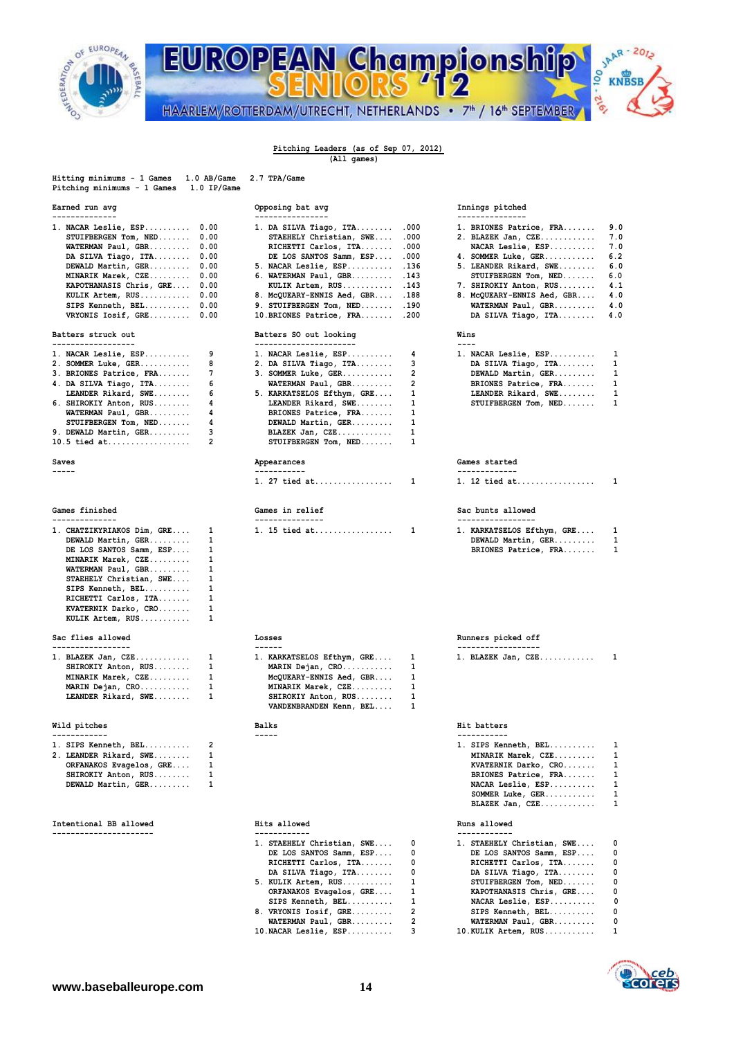## Pitching Leaders (as of Sep 07, 2012)

(All games)

Hitting minimums - 1 Games 1.0 AB/Game 2.7 TPA/Game
Pitching minimums - 1 Games 1.0 IP/Game

### Earned run avg

| Rank | Player | Value |
|---|---|---|
| 1. | NACAR Leslie, ESP | 0.00 |
| | STUIFBERGEN Tom, NED | 0.00 |
| | WATERMAN Paul, GBR | 0.00 |
| | DA SILVA Tiago, ITA | 0.00 |
| | DEWALD Martin, GER | 0.00 |
| | MINARIK Marek, CZE | 0.00 |
| | KAPOTHANASIS Chris, GRE | 0.00 |
| | KULIK Artem, RUS | 0.00 |
| | SIPS Kenneth, BEL | 0.00 |
| | VRYONIS Iosif, GRE | 0.00 |

### Opposing bat avg

| Rank | Player | Value |
|---|---|---|
| 1. | DA SILVA Tiago, ITA | .000 |
| | STAEHELY Christian, SWE | .000 |
| | RICHETTI Carlos, ITA | .000 |
| | DE LOS SANTOS Samm, ESP | .000 |
| 5. | NACAR Leslie, ESP | .136 |
| 6. | WATERMAN Paul, GBR | .143 |
| | KULIK Artem, RUS | .143 |
| 8. | McQUEARY-ENNIS Aed, GBR | .188 |
| 9. | STUIFBERGEN Tom, NED | .190 |
| 10. | BRIONES Patrice, FRA | .200 |

### Innings pitched

| Rank | Player | Value |
|---|---|---|
| 1. | BRIONES Patrice, FRA | 9.0 |
| 2. | BLAZEK Jan, CZE | 7.0 |
| | NACAR Leslie, ESP | 7.0 |
| 4. | SOMMER Luke, GER | 6.2 |
| 5. | LEANDER Rikard, SWE | 6.0 |
| | STUIFBERGEN Tom, NED | 6.0 |
| 7. | SHIROKIY Anton, RUS | 4.1 |
| 8. | McQUEARY-ENNIS Aed, GBR | 4.0 |
| | WATERMAN Paul, GBR | 4.0 |
| | DA SILVA Tiago, ITA | 4.0 |

### Batters struck out

| Rank | Player | Value |
|---|---|---|
| 1. | NACAR Leslie, ESP | 9 |
| 2. | SOMMER Luke, GER | 8 |
| 3. | BRIONES Patrice, FRA | 7 |
| 4. | DA SILVA Tiago, ITA | 6 |
| | LEANDER Rikard, SWE | 6 |
| 6. | SHIROKIY Anton, RUS | 4 |
| | WATERMAN Paul, GBR | 4 |
| | STUIFBERGEN Tom, NED | 4 |
| 9. | DEWALD Martin, GER | 3 |
| 10. | 5 tied at | 2 |

### Batters SO out looking

| Rank | Player | Value |
|---|---|---|
| 1. | NACAR Leslie, ESP | 4 |
| 2. | DA SILVA Tiago, ITA | 3 |
| 3. | SOMMER Luke, GER | 2 |
| | WATERMAN Paul, GBR | 2 |
| 5. | KARKATSELOS Efthym, GRE | 1 |
| | LEANDER Rikard, SWE | 1 |
| | BRIONES Patrice, FRA | 1 |
| | DEWALD Martin, GER | 1 |
| | BLAZEK Jan, CZE | 1 |
| | STUIFBERGEN Tom, NED | 1 |

### Wins

| Rank | Player | Value |
|---|---|---|
| 1. | NACAR Leslie, ESP | 1 |
| | DA SILVA Tiago, ITA | 1 |
| | DEWALD Martin, GER | 1 |
| | BRIONES Patrice, FRA | 1 |
| | LEANDER Rikard, SWE | 1 |
| | STUIFBERGEN Tom, NED | 1 |

### Saves

### Appearances

| Rank | Player | Value |
|---|---|---|
| 1. | 27 tied at | 1 |

### Games started

| Rank | Player | Value |
|---|---|---|
| 1. | 12 tied at | 1 |

### Games finished

| Rank | Player | Value |
|---|---|---|
| 1. | CHATZIKYRIAKOS Dim, GRE | 1 |
| | DEWALD Martin, GER | 1 |
| | DE LOS SANTOS Samm, ESP | 1 |
| | MINARIK Marek, CZE | 1 |
| | WATERMAN Paul, GBR | 1 |
| | STAEHELY Christian, SWE | 1 |
| | SIPS Kenneth, BEL | 1 |
| | RICHETTI Carlos, ITA | 1 |
| | KVATERNIK Darko, CRO | 1 |
| | KULIK Artem, RUS | 1 |

### Games in relief

| Rank | Player | Value |
|---|---|---|
| 1. | 15 tied at | 1 |

### Sac bunts allowed

| Rank | Player | Value |
|---|---|---|
| 1. | KARKATSELOS Efthym, GRE | 1 |
| | DEWALD Martin, GER | 1 |
| | BRIONES Patrice, FRA | 1 |

### Sac flies allowed

| Rank | Player | Value |
|---|---|---|
| 1. | BLAZEK Jan, CZE | 1 |
| | SHIROKIY Anton, RUS | 1 |
| | MINARIK Marek, CZE | 1 |
| | MARIN Dejan, CRO | 1 |
| | LEANDER Rikard, SWE | 1 |

### Losses

| Rank | Player | Value |
|---|---|---|
| 1. | KARKATSELOS Efthym, GRE | 1 |
| | MARIN Dejan, CRO | 1 |
| | McQUEARY-ENNIS Aed, GBR | 1 |
| | MINARIK Marek, CZE | 1 |
| | SHIROKIY Anton, RUS | 1 |
| | VANDENBRANDEN Kenn, BEL | 1 |

### Runners picked off

| Rank | Player | Value |
|---|---|---|
| 1. | BLAZEK Jan, CZE | 1 |

### Wild pitches

| Rank | Player | Value |
|---|---|---|
| 1. | SIPS Kenneth, BEL | 2 |
| 2. | LEANDER Rikard, SWE | 1 |
| | ORFANAKOS Evagelos, GRE | 1 |
| | SHIROKIY Anton, RUS | 1 |
| | DEWALD Martin, GER | 1 |

### Balks

### Hit batters

| Rank | Player | Value |
|---|---|---|
| 1. | SIPS Kenneth, BEL | 1 |
| | MINARIK Marek, CZE | 1 |
| | KVATERNIK Darko, CRO | 1 |
| | BRIONES Patrice, FRA | 1 |
| | NACAR Leslie, ESP | 1 |
| | SOMMER Luke, GER | 1 |
| | BLAZEK Jan, CZE | 1 |

### Intentional BB allowed

### Hits allowed

| Rank | Player | Value |
|---|---|---|
| 1. | STAEHELY Christian, SWE | 0 |
| | DE LOS SANTOS Samm, ESP | 0 |
| | RICHETTI Carlos, ITA | 0 |
| | DA SILVA Tiago, ITA | 0 |
| 5. | KULIK Artem, RUS | 1 |
| | ORFANAKOS Evagelos, GRE | 1 |
| | SIPS Kenneth, BEL | 1 |
| 8. | VRYONIS Iosif, GRE | 2 |
| | WATERMAN Paul, GBR | 2 |
| 10. | NACAR Leslie, ESP | 3 |

### Runs allowed

| Rank | Player | Value |
|---|---|---|
| 1. | STAEHELY Christian, SWE | 0 |
| | DE LOS SANTOS Samm, ESP | 0 |
| | RICHETTI Carlos, ITA | 0 |
| | DA SILVA Tiago, ITA | 0 |
| | STUIFBERGEN Tom, NED | 0 |
| | KAPOTHANASIS Chris, GRE | 0 |
| | NACAR Leslie, ESP | 0 |
| | SIPS Kenneth, BEL | 0 |
| | WATERMAN Paul, GBR | 0 |
| 10. | KULIK Artem, RUS | 1 |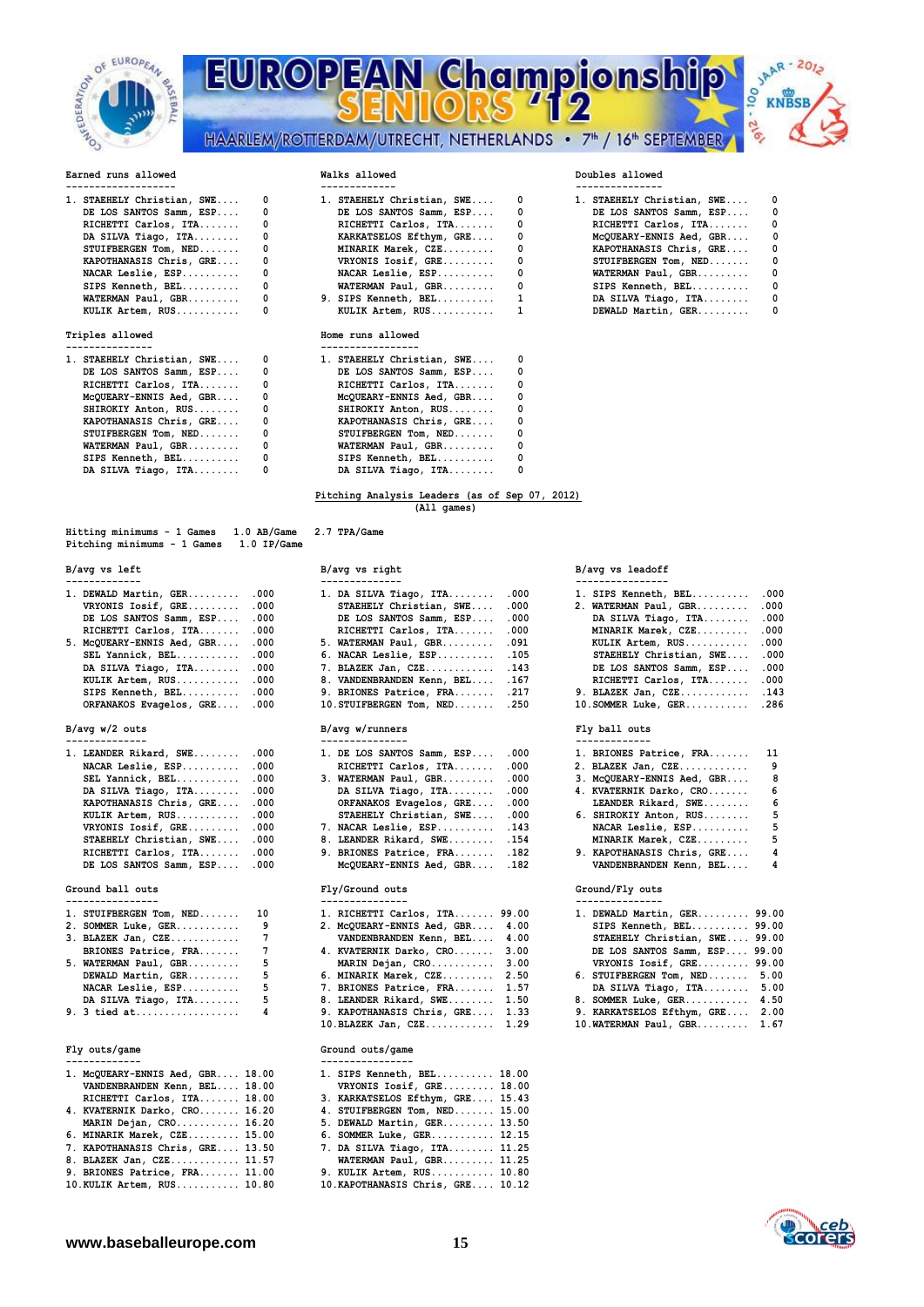### Earned runs allowed

| Rank | Player | Value |
|---|---|---|
| 1. | STAEHELY Christian, SWE | 0 |
| | DE LOS SANTOS Samm, ESP | 0 |
| | RICHETTI Carlos, ITA | 0 |
| | DA SILVA Tiago, ITA | 0 |
| | STUIFBERGEN Tom, NED | 0 |
| | KAPOTHANASIS Chris, GRE | 0 |
| | NACAR Leslie, ESP | 0 |
| | SIPS Kenneth, BEL | 0 |
| | WATERMAN Paul, GBR | 0 |
| | KULIK Artem, RUS | 0 |

### Walks allowed

| Rank | Player | Value |
|---|---|---|
| 1. | STAEHELY Christian, SWE | 0 |
| | DE LOS SANTOS Samm, ESP | 0 |
| | RICHETTI Carlos, ITA | 0 |
| | KARKATSELOS Efthym, GRE | 0 |
| | MINARIK Marek, CZE | 0 |
| | VRYONIS Iosif, GRE | 0 |
| | NACAR Leslie, ESP | 0 |
| | WATERMAN Paul, GBR | 0 |
| 9. | SIPS Kenneth, BEL | 1 |
| | KULIK Artem, RUS | 1 |

### Doubles allowed

| Rank | Player | Value |
|---|---|---|
| 1. | STAEHELY Christian, SWE | 0 |
| | DE LOS SANTOS Samm, ESP | 0 |
| | RICHETTI Carlos, ITA | 0 |
| | McQUEARY-ENNIS Aed, GBR | 0 |
| | KAPOTHANASIS Chris, GRE | 0 |
| | STUIFBERGEN Tom, NED | 0 |
| | WATERMAN Paul, GBR | 0 |
| | SIPS Kenneth, BEL | 0 |
| | DA SILVA Tiago, ITA | 0 |
| | DEWALD Martin, GER | 0 |

### Triples allowed

| Rank | Player | Value |
|---|---|---|
| 1. | STAEHELY Christian, SWE | 0 |
| | DE LOS SANTOS Samm, ESP | 0 |
| | RICHETTI Carlos, ITA | 0 |
| | McQUEARY-ENNIS Aed, GBR | 0 |
| | SHIROKIY Anton, RUS | 0 |
| | KAPOTHANASIS Chris, GRE | 0 |
| | STUIFBERGEN Tom, NED | 0 |
| | WATERMAN Paul, GBR | 0 |
| | SIPS Kenneth, BEL | 0 |
| | DA SILVA Tiago, ITA | 0 |

### Home runs allowed

| Rank | Player | Value |
|---|---|---|
| 1. | STAEHELY Christian, SWE | 0 |
| | DE LOS SANTOS Samm, ESP | 0 |
| | RICHETTI Carlos, ITA | 0 |
| | McQUEARY-ENNIS Aed, GBR | 0 |
| | SHIROKIY Anton, RUS | 0 |
| | KAPOTHANASIS Chris, GRE | 0 |
| | STUIFBERGEN Tom, NED | 0 |
| | WATERMAN Paul, GBR | 0 |
| | SIPS Kenneth, BEL | 0 |
| | DA SILVA Tiago, ITA | 0 |

## Pitching Analysis Leaders (as of Sep 07, 2012)
(All games)

Hitting minimums - 1 Games 1.0 AB/Game 2.7 TPA/Game
Pitching minimums - 1 Games 1.0 IP/Game

### B/avg vs left

| Rank | Player | Value |
|---|---|---|
| 1. | DEWALD Martin, GER | .000 |
| | VRYONIS Iosif, GRE | .000 |
| | DE LOS SANTOS Samm, ESP | .000 |
| | RICHETTI Carlos, ITA | .000 |
| 5. | McQUEARY-ENNIS Aed, GBR | .000 |
| | SEL Yannick, BEL | .000 |
| | DA SILVA Tiago, ITA | .000 |
| | KULIK Artem, RUS | .000 |
| | SIPS Kenneth, BEL | .000 |
| | ORFANAKOS Evagelos, GRE | .000 |

### B/avg vs right

| Rank | Player | Value |
|---|---|---|
| 1. | DA SILVA Tiago, ITA | .000 |
| | STAEHELY Christian, SWE | .000 |
| | DE LOS SANTOS Samm, ESP | .000 |
| | RICHETTI Carlos, ITA | .000 |
| 5. | WATERMAN Paul, GBR | .091 |
| 6. | NACAR Leslie, ESP | .105 |
| 7. | BLAZEK Jan, CZE | .143 |
| 8. | VANDENBRANDEN Kenn, BEL | .167 |
| 9. | BRIONES Patrice, FRA | .217 |
| 10. | STUIFBERGEN Tom, NED | .250 |

### B/avg vs leadoff

| Rank | Player | Value |
|---|---|---|
| 1. | SIPS Kenneth, BEL | .000 |
| 2. | WATERMAN Paul, GBR | .000 |
| | DA SILVA Tiago, ITA | .000 |
| | MINARIK Marek, CZE | .000 |
| | KULIK Artem, RUS | .000 |
| | STAEHELY Christian, SWE | .000 |
| | DE LOS SANTOS Samm, ESP | .000 |
| | RICHETTI Carlos, ITA | .000 |
| 9. | BLAZEK Jan, CZE | .143 |
| 10. | SOMMER Luke, GER | .286 |

### B/avg w/2 outs

| Rank | Player | Value |
|---|---|---|
| 1. | LEANDER Rikard, SWE | .000 |
| | NACAR Leslie, ESP | .000 |
| | SEL Yannick, BEL | .000 |
| | DA SILVA Tiago, ITA | .000 |
| | KAPOTHANASIS Chris, GRE | .000 |
| | KULIK Artem, RUS | .000 |
| | VRYONIS Iosif, GRE | .000 |
| | STAEHELY Christian, SWE | .000 |
| | RICHETTI Carlos, ITA | .000 |
| | DE LOS SANTOS Samm, ESP | .000 |

### B/avg w/runners

| Rank | Player | Value |
|---|---|---|
| 1. | DE LOS SANTOS Samm, ESP | .000 |
| | RICHETTI Carlos, ITA | .000 |
| 3. | WATERMAN Paul, GBR | .000 |
| | DA SILVA Tiago, ITA | .000 |
| | ORFANAKOS Evagelos, GRE | .000 |
| | STAEHELY Christian, SWE | .000 |
| 7. | NACAR Leslie, ESP | .143 |
| 8. | LEANDER Rikard, SWE | .154 |
| 9. | BRIONES Patrice, FRA | .182 |
| | McQUEARY-ENNIS Aed, GBR | .182 |

### Fly ball outs

| Rank | Player | Value |
|---|---|---|
| 1. | BRIONES Patrice, FRA | 11 |
| 2. | BLAZEK Jan, CZE | 9 |
| 3. | McQUEARY-ENNIS Aed, GBR | 8 |
| 4. | KVATERNIK Darko, CRO | 6 |
| | LEANDER Rikard, SWE | 6 |
| 6. | SHIROKIY Anton, RUS | 5 |
| | NACAR Leslie, ESP | 5 |
| | MINARIK Marek, CZE | 5 |
| 9. | KAPOTHANASIS Chris, GRE | 4 |
| | VANDENBRANDEN Kenn, BEL | 4 |

### Ground ball outs

| Rank | Player | Value |
|---|---|---|
| 1. | STUIFBERGEN Tom, NED | 10 |
| 2. | SOMMER Luke, GER | 9 |
| 3. | BLAZEK Jan, CZE | 7 |
| | BRIONES Patrice, FRA | 7 |
| 5. | WATERMAN Paul, GBR | 5 |
| | DEWALD Martin, GER | 5 |
| | NACAR Leslie, ESP | 5 |
| | DA SILVA Tiago, ITA | 5 |
| 9. | 3 tied at | 4 |

### Fly/Ground outs

| Rank | Player | Value |
|---|---|---|
| 1. | RICHETTI Carlos, ITA | 99.00 |
| 2. | McQUEARY-ENNIS Aed, GBR | 4.00 |
| | VANDENBRANDEN Kenn, BEL | 4.00 |
| 4. | KVATERNIK Darko, CRO | 3.00 |
| | MARIN Dejan, CRO | 3.00 |
| 6. | MINARIK Marek, CZE | 2.50 |
| 7. | BRIONES Patrice, FRA | 1.57 |
| 8. | LEANDER Rikard, SWE | 1.50 |
| 9. | KAPOTHANASIS Chris, GRE | 1.33 |
| 10. | BLAZEK Jan, CZE | 1.29 |

### Ground/Fly outs

| Rank | Player | Value |
|---|---|---|
| 1. | DEWALD Martin, GER | 99.00 |
| | SIPS Kenneth, BEL | 99.00 |
| | STAEHELY Christian, SWE | 99.00 |
| | DE LOS SANTOS Samm, ESP | 99.00 |
| | VRYONIS Iosif, GRE | 99.00 |
| 6. | STUIFBERGEN Tom, NED | 5.00 |
| | DA SILVA Tiago, ITA | 5.00 |
| 8. | SOMMER Luke, GER | 4.50 |
| 9. | KARKATSELOS Efthym, GRE | 2.00 |
| 10. | WATERMAN Paul, GBR | 1.67 |

### Fly outs/game

| Rank | Player | Value |
|---|---|---|
| 1. | McQUEARY-ENNIS Aed, GBR | 18.00 |
| | VANDENBRANDEN Kenn, BEL | 18.00 |
| | RICHETTI Carlos, ITA | 18.00 |
| 4. | KVATERNIK Darko, CRO | 16.20 |
| | MARIN Dejan, CRO | 16.20 |
| 6. | MINARIK Marek, CZE | 15.00 |
| 7. | KAPOTHANASIS Chris, GRE | 13.50 |
| 8. | BLAZEK Jan, CZE | 11.57 |
| 9. | BRIONES Patrice, FRA | 11.00 |
| 10. | KULIK Artem, RUS | 10.80 |

### Ground outs/game

| Rank | Player | Value |
|---|---|---|
| 1. | SIPS Kenneth, BEL | 18.00 |
| | VRYONIS Iosif, GRE | 18.00 |
| 3. | KARKATSELOS Efthym, GRE | 15.43 |
| 4. | STUIFBERGEN Tom, NED | 15.00 |
| 5. | DEWALD Martin, GER | 13.50 |
| 6. | SOMMER Luke, GER | 12.15 |
| 7. | DA SILVA Tiago, ITA | 11.25 |
| | WATERMAN Paul, GBR | 11.25 |
| 9. | KULIK Artem, RUS | 10.80 |
| 10. | KAPOTHANASIS Chris, GRE | 10.12 |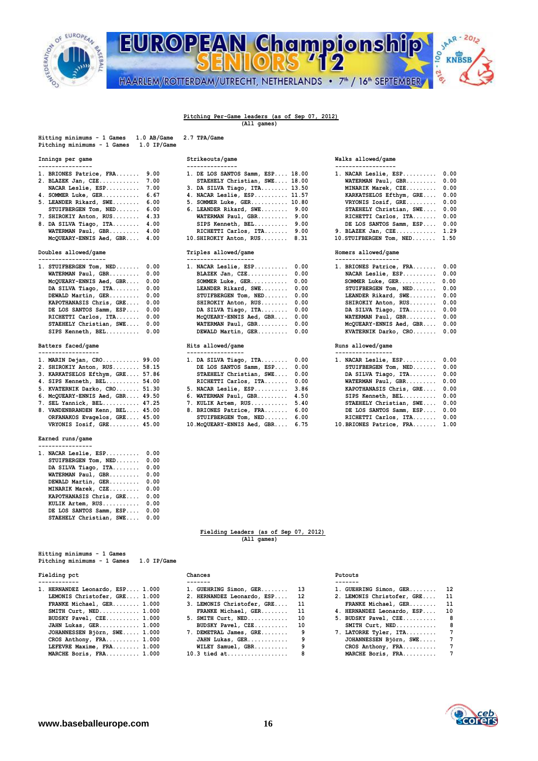## Pitching Per-Game leaders (as of Sep 07, 2012)

(All games)

Hitting minimums - 1 Games 1.0 AB/Game 2.7 TPA/Game
Pitching minimums - 1 Games 1.0 IP/Game

### Innings per game

| | Player | Value |
|---|---|---|
| 1. | BRIONES Patrice, FRA | 9.00 |
| 2. | BLAZEK Jan, CZE | 7.00 |
| | NACAR Leslie, ESP | 7.00 |
| 4. | SOMMER Luke, GER | 6.67 |
| 5. | LEANDER Rikard, SWE | 6.00 |
| | STUIFBERGEN Tom, NED | 6.00 |
| 7. | SHIROKIY Anton, RUS | 4.33 |
| 8. | DA SILVA Tiago, ITA | 4.00 |
| | WATERMAN Paul, GBR | 4.00 |
| | McQUEARY-ENNIS Aed, GBR | 4.00 |

### Strikeouts/game

| | Player | Value |
|---|---|---|
| 1. | DE LOS SANTOS Samm, ESP | 18.00 |
| | STAEHELY Christian, SWE | 18.00 |
| 3. | DA SILVA Tiago, ITA | 13.50 |
| 4. | NACAR Leslie, ESP | 11.57 |
| 5. | SOMMER Luke, GER | 10.80 |
| 6. | LEANDER Rikard, SWE | 9.00 |
| | WATERMAN Paul, GBR | 9.00 |
| | SIPS Kenneth, BEL | 9.00 |
| | RICHETTI Carlos, ITA | 9.00 |
| 10. | SHIROKIY Anton, RUS | 8.31 |

### Walks allowed/game

| | Player | Value |
|---|---|---|
| 1. | NACAR Leslie, ESP | 0.00 |
| | WATERMAN Paul, GBR | 0.00 |
| | MINARIK Marek, CZE | 0.00 |
| | KARKATSELOS Efthym, GRE | 0.00 |
| | VRYONIS Iosif, GRE | 0.00 |
| | STAEHELY Christian, SWE | 0.00 |
| | RICHETTI Carlos, ITA | 0.00 |
| | DE LOS SANTOS Samm, ESP | 0.00 |
| 9. | BLAZEK Jan, CZE | 1.29 |
| 10. | STUIFBERGEN Tom, NED | 1.50 |

### Doubles allowed/game

| | Player | Value |
|---|---|---|
| 1. | STUIFBERGEN Tom, NED | 0.00 |
| | WATERMAN Paul, GBR | 0.00 |
| | McQUEARY-ENNIS Aed, GBR | 0.00 |
| | DA SILVA Tiago, ITA | 0.00 |
| | DEWALD Martin, GER | 0.00 |
| | KAPOTHANASIS Chris, GRE | 0.00 |
| | DE LOS SANTOS Samm, ESP | 0.00 |
| | RICHETTI Carlos, ITA | 0.00 |
| | STAEHELY Christian, SWE | 0.00 |
| | SIPS Kenneth, BEL | 0.00 |

### Triples allowed/game

| | Player | Value |
|---|---|---|
| 1. | NACAR Leslie, ESP | 0.00 |
| | BLAZEK Jan, CZE | 0.00 |
| | SOMMER Luke, GER | 0.00 |
| | LEANDER Rikard, SWE | 0.00 |
| | STUIFBERGEN Tom, NED | 0.00 |
| | SHIROKIY Anton, RUS | 0.00 |
| | DA SILVA Tiago, ITA | 0.00 |
| | McQUEARY-ENNIS Aed, GBR | 0.00 |
| | WATERMAN Paul, GBR | 0.00 |
| | DEWALD Martin, GER | 0.00 |

### Homers allowed/game

| | Player | Value |
|---|---|---|
| 1. | BRIONES Patrice, FRA | 0.00 |
| | NACAR Leslie, ESP | 0.00 |
| | SOMMER Luke, GER | 0.00 |
| | STUIFBERGEN Tom, NED | 0.00 |
| | LEANDER Rikard, SWE | 0.00 |
| | SHIROKIY Anton, RUS | 0.00 |
| | DA SILVA Tiago, ITA | 0.00 |
| | WATERMAN Paul, GBR | 0.00 |
| | McQUEARY-ENNIS Aed, GBR | 0.00 |
| | KVATERNIK Darko, CRO | 0.00 |

### Batters faced/game

| | Player | Value |
|---|---|---|
| 1. | MARIN Dejan, CRO | 99.00 |
| 2. | SHIROKIY Anton, RUS | 58.15 |
| 3. | KARKATSELOS Efthym, GRE | 57.86 |
| 4. | SIPS Kenneth, BEL | 54.00 |
| 5. | KVATERNIK Darko, CRO | 51.30 |
| 6. | McQUEARY-ENNIS Aed, GBR | 49.50 |
| 7. | SEL Yannick, BEL | 47.25 |
| 8. | VANDENBRANDEN Kenn, BEL | 45.00 |
| | ORFANAKOS Evagelos, GRE | 45.00 |
| | VRYONIS Iosif, GRE | 45.00 |

### Hits allowed/game

| | Player | Value |
|---|---|---|
| 1. | DA SILVA Tiago, ITA | 0.00 |
| | DE LOS SANTOS Samm, ESP | 0.00 |
| | STAEHELY Christian, SWE | 0.00 |
| | RICHETTI Carlos, ITA | 0.00 |
| 5. | NACAR Leslie, ESP | 3.86 |
| 6. | WATERMAN Paul, GBR | 4.50 |
| 7. | KULIK Artem, RUS | 5.40 |
| 8. | BRIONES Patrice, FRA | 6.00 |
| | STUIFBERGEN Tom, NED | 6.00 |
| 10. | McQUEARY-ENNIS Aed, GBR | 6.75 |

### Runs allowed/game

| | Player | Value |
|---|---|---|
| 1. | NACAR Leslie, ESP | 0.00 |
| | STUIFBERGEN Tom, NED | 0.00 |
| | DA SILVA Tiago, ITA | 0.00 |
| | WATERMAN Paul, GBR | 0.00 |
| | KAPOTHANASIS Chris, GRE | 0.00 |
| | SIPS Kenneth, BEL | 0.00 |
| | STAEHELY Christian, SWE | 0.00 |
| | DE LOS SANTOS Samm, ESP | 0.00 |
| | RICHETTI Carlos, ITA | 0.00 |
| 10. | BRIONES Patrice, FRA | 1.00 |

### Earned runs/game

| | Player | Value |
|---|---|---|
| 1. | NACAR Leslie, ESP | 0.00 |
| | STUIFBERGEN Tom, NED | 0.00 |
| | DA SILVA Tiago, ITA | 0.00 |
| | WATERMAN Paul, GBR | 0.00 |
| | DEWALD Martin, GER | 0.00 |
| | MINARIK Marek, CZE | 0.00 |
| | KAPOTHANASIS Chris, GRE | 0.00 |
| | KULIK Artem, RUS | 0.00 |
| | DE LOS SANTOS Samm, ESP | 0.00 |
| | STAEHELY Christian, SWE | 0.00 |

## Fielding Leaders (as of Sep 07, 2012)

(All games)

Hitting minimums - 1 Games
Pitching minimums - 1 Games 1.0 IP/Game

### Fielding pct

| | Player | Value |
|---|---|---|
| 1. | HERNANDEZ Leonardo, ESP | 1.000 |
| | LEMONIS Christofer, GRE | 1.000 |
| | FRANKE Michael, GER | 1.000 |
| | SMITH Curt, NED | 1.000 |
| | BUDSKY Pavel, CZE | 1.000 |
| | JAHN Lukas, GER | 1.000 |
| | JOHANNESSEN Björn, SWE | 1.000 |
| | CROS Anthony, FRA | 1.000 |
| | LEFEVRE Maxime, FRA | 1.000 |
| | MARCHE Boris, FRA | 1.000 |

### Chances

| | Player | Value |
|---|---|---|
| 1. | GUEHRING Simon, GER | 13 |
| 2. | HERNANDEZ Leonardo, ESP | 12 |
| 3. | LEMONIS Christofer, GRE | 11 |
| | FRANKE Michael, GER | 11 |
| 5. | SMITH Curt, NED | 10 |
| | BUDSKY Pavel, CZE | 10 |
| 7. | DEMETRAL James, GRE | 9 |
| | JAHN Lukas, GER | 9 |
| | WILEY Samuel, GBR | 9 |
| 10. | 3 tied at | 8 |

### Putouts

| | Player | Value |
|---|---|---|
| 1. | GUEHRING Simon, GER | 12 |
| 2. | LEMONIS Christofer, GRE | 11 |
| | FRANKE Michael, GER | 11 |
| 4. | HERNANDEZ Leonardo, ESP | 10 |
| 5. | BUDSKY Pavel, CZE | 8 |
| | SMITH Curt, NED | 8 |
| 7. | LATORRE Tyler, ITA | 7 |
| | JOHANNESSEN Björn, SWE | 7 |
| | CROS Anthony, FRA | 7 |
| | MARCHE Boris, FRA | 7 |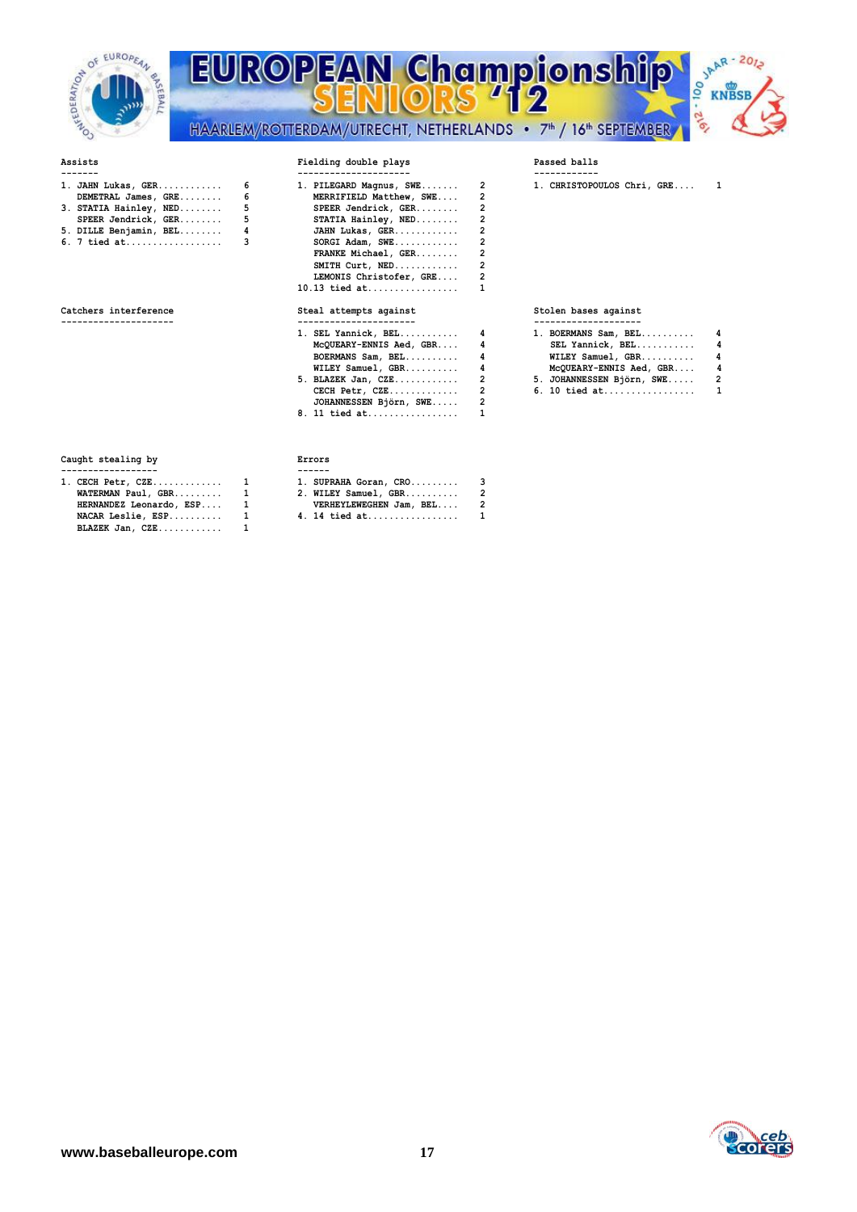### Assists

| Rank | Player | Total |
|---|---|---|
| 1. | JAHN Lukas, GER | 6 |
| | DEMETRAL James, GRE | 6 |
| 3. | STATIA Hainley, NED | 5 |
| | SPEER Jendrick, GER | 5 |
| 5. | DILLE Benjamin, BEL | 4 |
| 6. | 7 tied at | 3 |

### Fielding double plays

| Rank | Player | Total |
|---|---|---|
| 1. | PILEGARD Magnus, SWE | 2 |
| | MERRIFIELD Matthew, SWE | 2 |
| | SPEER Jendrick, GER | 2 |
| | STATIA Hainley, NED | 2 |
| | JAHN Lukas, GER | 2 |
| | SORGI Adam, SWE | 2 |
| | FRANKE Michael, GER | 2 |
| | SMITH Curt, NED | 2 |
| | LEMONIS Christofer, GRE | 2 |
| 10. | 13 tied at | 1 |

### Passed balls

| Rank | Player | Total |
|---|---|---|
| 1. | CHRISTOPOULOS Chri, GRE | 1 |

### Catchers interference

### Steal attempts against

| Rank | Player | Total |
|---|---|---|
| 1. | SEL Yannick, BEL | 4 |
| | McQUEARY-ENNIS Aed, GBR | 4 |
| | BOERMANS Sam, BEL | 4 |
| | WILEY Samuel, GBR | 4 |
| 5. | BLAZEK Jan, CZE | 2 |
| | CECH Petr, CZE | 2 |
| | JOHANNESSEN Björn, SWE | 2 |
| 8. | 11 tied at | 1 |

### Stolen bases against

| Rank | Player | Total |
|---|---|---|
| 1. | BOERMANS Sam, BEL | 4 |
| | SEL Yannick, BEL | 4 |
| | WILEY Samuel, GBR | 4 |
| | McQUEARY-ENNIS Aed, GBR | 4 |
| 5. | JOHANNESSEN Björn, SWE | 2 |
| 6. | 10 tied at | 1 |

### Caught stealing by

| Rank | Player | Total |
|---|---|---|
| 1. | CECH Petr, CZE | 1 |
| | WATERMAN Paul, GBR | 1 |
| | HERNANDEZ Leonardo, ESP | 1 |
| | NACAR Leslie, ESP | 1 |
| | BLAZEK Jan, CZE | 1 |

### Errors

| Rank | Player | Total |
|---|---|---|
| 1. | SUPRAHA Goran, CRO | 3 |
| 2. | WILEY Samuel, GBR | 2 |
| | VERHEYLEWEGHEN Jam, BEL | 2 |
| 4. | 14 tied at | 1 |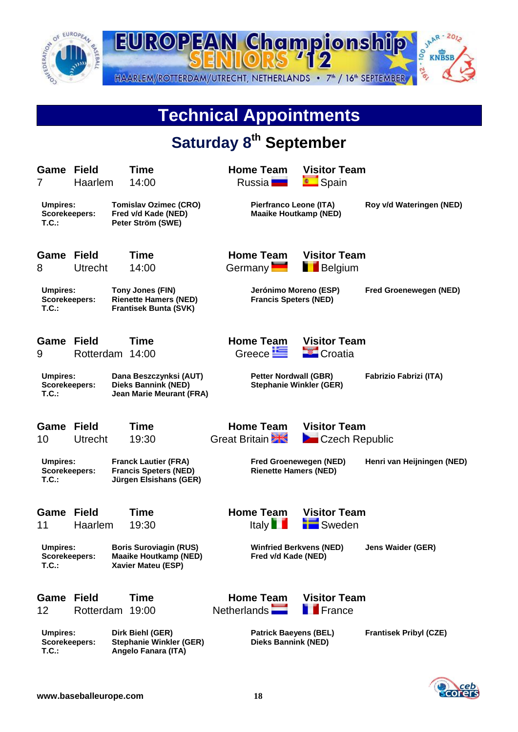EUROPEAN Championship SENIORS '12

HAARLEM/ROTTERDAM/UTRECHT, NETHERLANDS • 7th / 16th SEPTEMBER

# Technical Appointments

## Saturday 8th September

| Game | Field | Time | Home Team | Visitor Team |
|---|---|---|---|---|
| 7 | Haarlem | 14:00 | Russia | Spain |

**Umpires:** **Tomislav Ozimec (CRO)** **Pierfranco Leone (ITA)** **Roy v/d Wateringen (NED)**
**Scorekeepers:** **Fred v/d Kade (NED)** **Maaike Houtkamp (NED)**
**T.C.:** **Peter Ström (SWE)**

| Game | Field | Time | Home Team | Visitor Team |
|---|---|---|---|---|
| 8 | Utrecht | 14:00 | Germany | Belgium |

**Umpires:** **Tony Jones (FIN)** **Jerónimo Moreno (ESP)** **Fred Groenewegen (NED)**
**Scorekeepers:** **Rienette Hamers (NED)** **Francis Speters (NED)**
**T.C.:** **Frantisek Bunta (SVK)**

| Game | Field | Time | Home Team | Visitor Team |
|---|---|---|---|---|
| 9 | Rotterdam | 14:00 | Greece | Croatia |

**Umpires:** **Dana Beszczynski (AUT)** **Petter Nordwall (GBR)** **Fabrizio Fabrizi (ITA)**
**Scorekeepers:** **Dieks Bannink (NED)** **Stephanie Winkler (GER)**
**T.C.:** **Jean Marie Meurant (FRA)**

| Game | Field | Time | Home Team | Visitor Team |
|---|---|---|---|---|
| 10 | Utrecht | 19:30 | Great Britain | Czech Republic |

**Umpires:** **Franck Lautier (FRA)** **Fred Groenewegen (NED)** **Henri van Heijningen (NED)**
**Scorekeepers:** **Francis Speters (NED)** **Rienette Hamers (NED)**
**T.C.:** **Jürgen Elsishans (GER)**

| Game | Field | Time | Home Team | Visitor Team |
|---|---|---|---|---|
| 11 | Haarlem | 19:30 | Italy | Sweden |

**Umpires:** **Boris Suroviagin (RUS)** **Winfried Berkvens (NED)** **Jens Waider (GER)**
**Scorekeepers:** **Maaike Houtkamp (NED)** **Fred v/d Kade (NED)**
**T.C.:** **Xavier Mateu (ESP)**

| Game | Field | Time | Home Team | Visitor Team |
|---|---|---|---|---|
| 12 | Rotterdam | 19:00 | Netherlands | France |

**Umpires:** **Dirk Biehl (GER)** **Patrick Baeyens (BEL)** **Frantisek Pribyl (CZE)**
**Scorekeepers:** **Stephanie Winkler (GER)** **Dieks Bannink (NED)**
**T.C.:** **Angelo Fanara (ITA)**

**www.baseballeurope.com**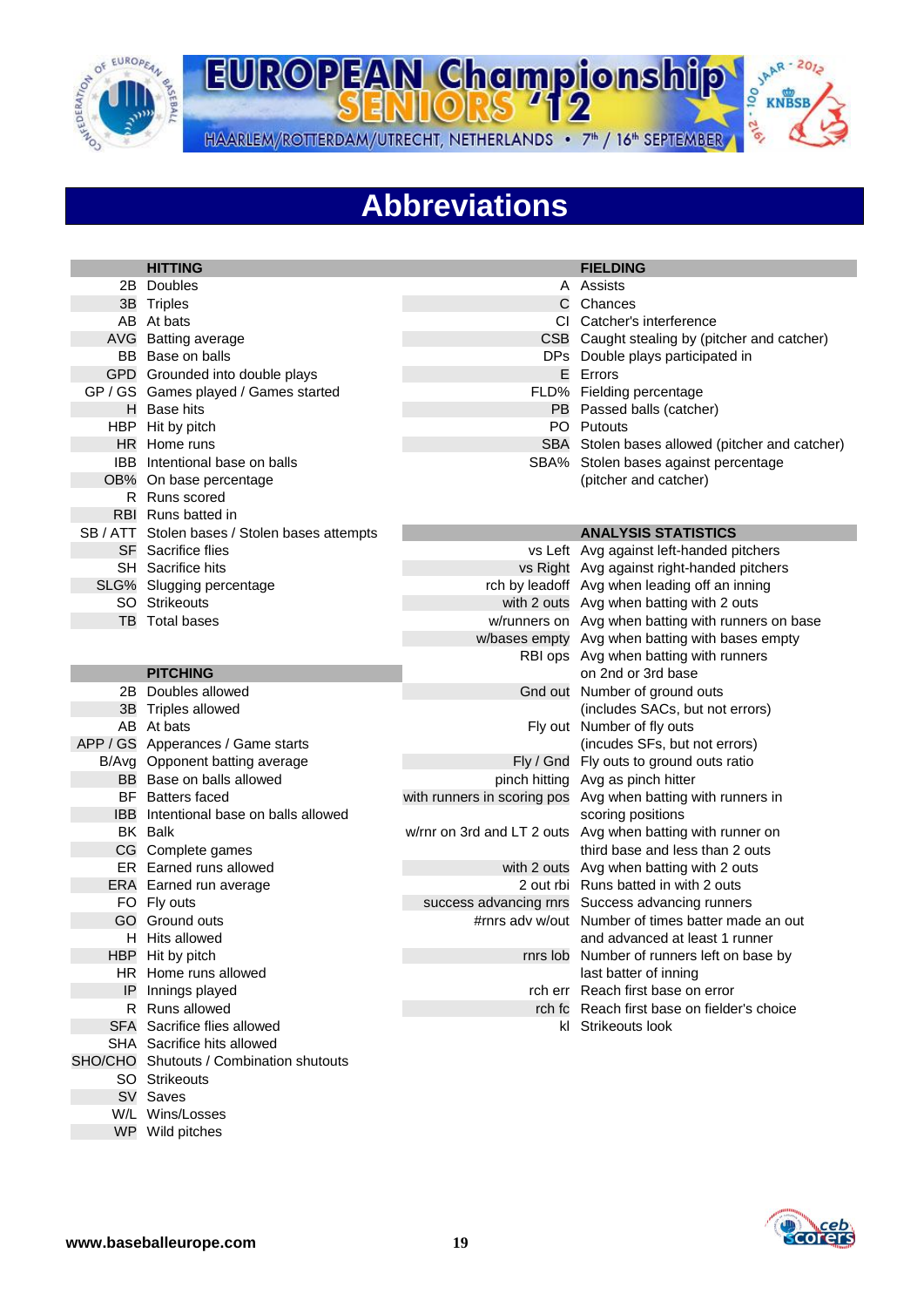# Abbreviations

| HITTING | |
|---|---|
| 2B | Doubles |
| 3B | Triples |
| AB | At bats |
| AVG | Batting average |
| BB | Base on balls |
| GPD | Grounded into double plays |
| GP / GS | Games played / Games started |
| H | Base hits |
| HBP | Hit by pitch |
| HR | Home runs |
| IBB | Intentional base on balls |
| OB% | On base percentage |
| R | Runs scored |
| RBI | Runs batted in |
| SB / ATT | Stolen bases / Stolen bases attempts |
| SF | Sacrifice flies |
| SH | Sacrifice hits |
| SLG% | Slugging percentage |
| SO | Strikeouts |
| TB | Total bases |

| PITCHING | |
|---|---|
| 2B | Doubles allowed |
| 3B | Triples allowed |
| AB | At bats |
| APP / GS | Apperances / Game starts |
| B/Avg | Opponent batting average |
| BB | Base on balls allowed |
| BF | Batters faced |
| IBB | Intentional base on balls allowed |
| BK | Balk |
| CG | Complete games |
| ER | Earned runs allowed |
| ERA | Earned run average |
| FO | Fly outs |
| GO | Ground outs |
| H | Hits allowed |
| HBP | Hit by pitch |
| HR | Home runs allowed |
| IP | Innings played |
| R | Runs allowed |
| SFA | Sacrifice flies allowed |
| SHA | Sacrifice hits allowed |
| SHO/CHO | Shutouts / Combination shutouts |
| SO | Strikeouts |
| SV | Saves |
| W/L | Wins/Losses |
| WP | Wild pitches |

| FIELDING | |
|---|---|
| A | Assists |
| C | Chances |
| CI | Catcher's interference |
| CSB | Caught stealing by (pitcher and catcher) |
| DPs | Double plays participated in |
| E | Errors |
| FLD% | Fielding percentage |
| PB | Passed balls (catcher) |
| PO | Putouts |
| SBA | Stolen bases allowed (pitcher and catcher) |
| SBA% | Stolen bases against percentage (pitcher and catcher) |

| ANALYSIS STATISTICS | |
|---|---|
| vs Left | Avg against left-handed pitchers |
| vs Right | Avg against right-handed pitchers |
| rch by leadoff | Avg when leading off an inning |
| with 2 outs | Avg when batting with 2 outs |
| w/runners on | Avg when batting with runners on base |
| w/bases empty | Avg when batting with bases empty |
| RBI ops | Avg when batting with runners on 2nd or 3rd base |
| Gnd out | Number of ground outs (includes SACs, but not errors) |
| Fly out | Number of fly outs (incudes SFs, but not errors) |
| Fly / Gnd | Fly outs to ground outs ratio |
| pinch hitting | Avg as pinch hitter |
| with runners in scoring pos | Avg when batting with runners in scoring positions |
| w/rnr on 3rd and LT 2 outs | Avg when batting with runner on third base and less than 2 outs |
| with 2 outs | Avg when batting with 2 outs |
| 2 out rbi | Runs batted in with 2 outs |
| success advancing rnrs | Success advancing runners |
| #rnrs adv w/out | Number of times batter made an out and advanced at least 1 runner |
| rnrs lob | Number of runners left on base by last batter of inning |
| rch err | Reach first base on error |
| rch fc | Reach first base on fielder's choice |
| kl | Strikeouts look |

www.baseballeurope.com